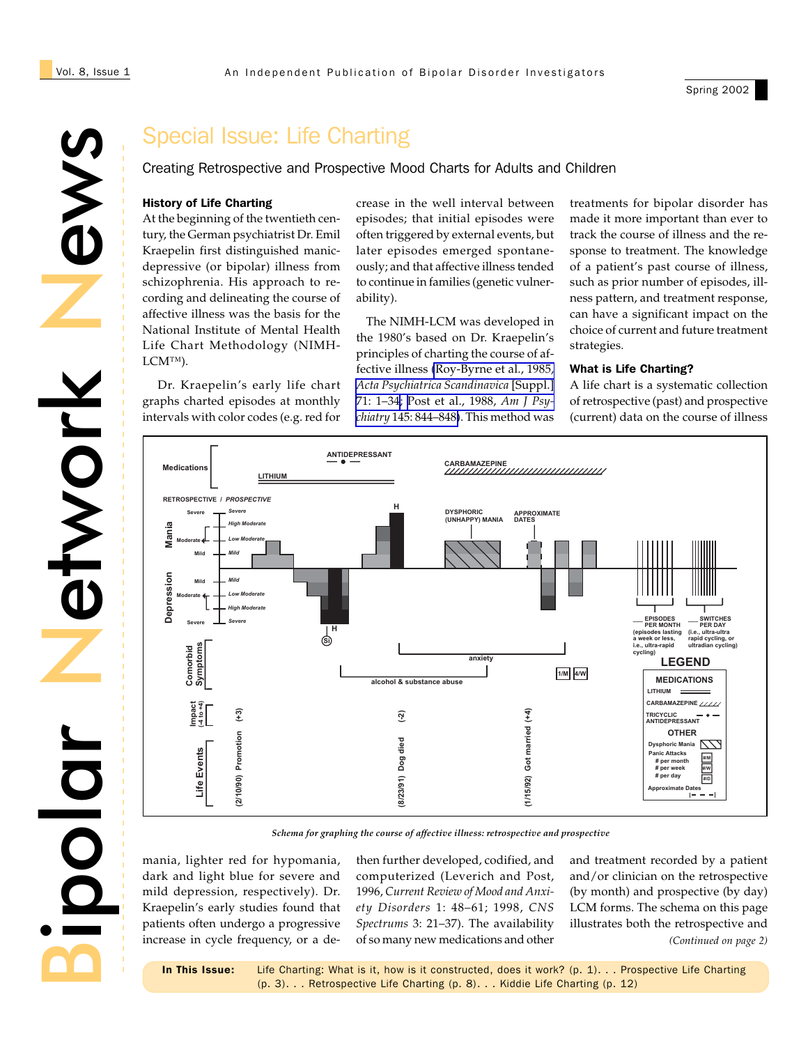# Special Issue: Life Charting

## Creating Retrospective and Prospective Mood Charts for Adults and Children

### History of Life Charting

At the beginning of the twentieth century, the German psychiatrist Dr. Emil Kraepelin first distinguished manic-depressive (or bipolar) illness from schizophrenia. His approach to recording and delineating the course of affective illness was the basis for the National Institute of Mental Health Life Chart Methodology (NIMH-LCM™).

Dr. Kraepelin's early life chart graphs charted episodes at monthly intervals with color codes (e.g. red for mania, lighter red for hypomania, dark and light blue for severe and mild depression, respectively). Dr. Kraepelin's early studies found that patients often undergo a progressive increase in cycle frequency, or a decrease in the well interval between episodes; that initial episodes were often triggered by external events, but later episodes emerged spontaneously; and that affective illness tended to continue in families (genetic vulnerability).

The NIMH-LCM was developed in the 1980's based on Dr. Kraepelin's principles of charting the course of affective illness (Roy-Byrne et al., 1985, *Acta Psychiatrica Scandinavica* [Suppl.] 71: 1–34; Post et al., 1988, *Am J Psychiatry* 145: 844–848). This method was then further developed, codified, and computerized (Leverich and Post, 1996, *Current Review of Mood and Anxiety Disorders* 1: 48–61; 1998, *CNS Spectrums* 3: 21–37). The availability of so many new medications and other treatments for bipolar disorder has made it more important than ever to track the course of illness and the response to treatment. The knowledge of a patient's past course of illness, such as prior number of episodes, illness pattern, and treatment response, can have a significant impact on the choice of current and future treatment strategies.

### What is Life Charting?

A life chart is a systematic collection of retrospective (past) and prospective (current) data on the course of illness and treatment recorded by a patient and/or clinician on the retrospective (by month) and prospective (by day) LCM forms. The schema on this page illustrates both the retrospective and

*(Continued on page 2)*

*Schema for graphing the course of affective illness: retrospective and prospective*

**In This Issue:** Life Charting: What is it, how is it constructed, does it work? (p. 1). . . Prospective Life Charting (p. 3). . . Retrospective Life Charting (p. 8). . . Kiddie Life Charting (p. 12)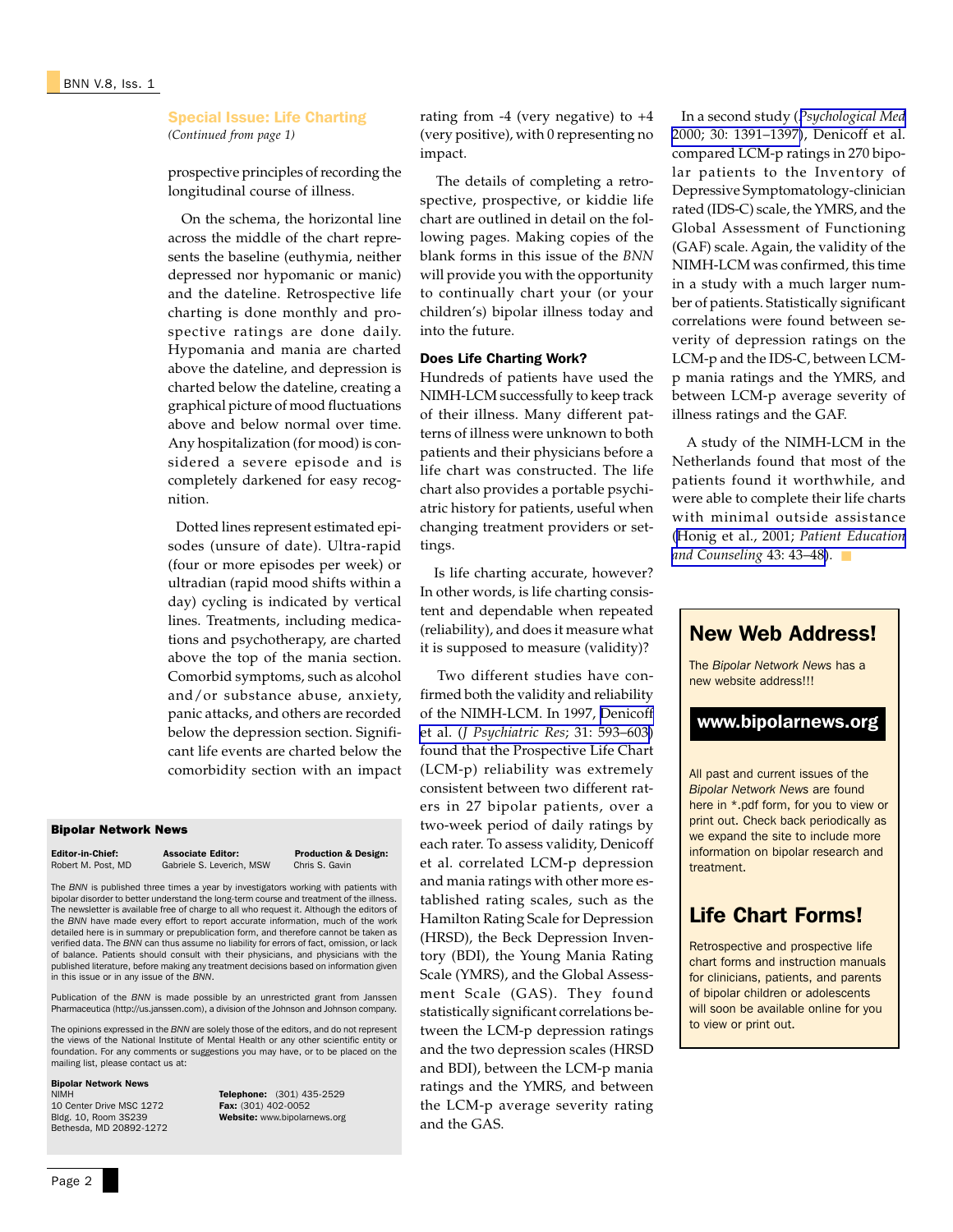## Special Issue: Life Charting

*(Continued from page 1)*

prospective principles of recording the longitudinal course of illness.

On the schema, the horizontal line across the middle of the chart represents the baseline (euthymia, neither depressed nor hypomanic or manic) and the dateline. Retrospective life charting is done monthly and prospective ratings are done daily. Hypomania and mania are charted above the dateline, and depression is charted below the dateline, creating a graphical picture of mood fluctuations above and below normal over time. Any hospitalization (for mood) is considered a severe episode and is completely darkened for easy recognition.

Dotted lines represent estimated episodes (unsure of date). Ultra-rapid (four or more episodes per week) or ultradian (rapid mood shifts within a day) cycling is indicated by vertical lines. Treatments, including medications and psychotherapy, are charted above the top of the mania section. Comorbid symptoms, such as alcohol and/or substance abuse, anxiety, panic attacks, and others are recorded below the depression section. Significant life events are charted below the comorbidity section with an impact rating from -4 (very negative) to +4 (very positive), with 0 representing no impact.

The details of completing a retrospective, prospective, or kiddie life chart are outlined in detail on the following pages. Making copies of the blank forms in this issue of the *BNN* will provide you with the opportunity to continually chart your (or your children's) bipolar illness today and into the future.

### Does Life Charting Work?

Hundreds of patients have used the NIMH-LCM successfully to keep track of their illness. Many different patterns of illness were unknown to both patients and their physicians before a life chart was constructed. The life chart also provides a portable psychiatric history for patients, useful when changing treatment providers or settings.

Is life charting accurate, however? In other words, is life charting consistent and dependable when repeated (reliability), and does it measure what it is supposed to measure (validity)?

Two different studies have confirmed both the validity and reliability of the NIMH-LCM. In 1997, Denicoff et al. (*J Psychiatric Res*; 31: 593–603) found that the Prospective Life Chart (LCM-p) reliability was extremely consistent between two different raters in 27 bipolar patients, over a two-week period of daily ratings by each rater. To assess validity, Denicoff et al. correlated LCM-p depression and mania ratings with other more established rating scales, such as the Hamilton Rating Scale for Depression (HRSD), the Beck Depression Inventory (BDI), the Young Mania Rating Scale (YMRS), and the Global Assessment Scale (GAS). They found statistically significant correlations between the LCM-p depression ratings and the two depression scales (HRSD and BDI), between the LCM-p mania ratings and the YMRS, and between the LCM-p average severity rating and the GAS.

In a second study (*Psychological Med* 2000; 30: 1391–1397), Denicoff et al. compared LCM-p ratings in 270 bipolar patients to the Inventory of Depressive Symptomatology-clinician rated (IDS-C) scale, the YMRS, and the Global Assessment of Functioning (GAF) scale. Again, the validity of the NIMH-LCM was confirmed, this time in a study with a much larger number of patients. Statistically significant correlations were found between severity of depression ratings on the LCM-p and the IDS-C, between LCM-p mania ratings and the YMRS, and between LCM-p average severity of illness ratings and the GAF.

A study of the NIMH-LCM in the Netherlands found that most of the patients found it worthwhile, and were able to complete their life charts with minimal outside assistance (Honig et al., 2001; *Patient Education and Counseling* 43: 43–48).

## New Web Address!

The *Bipolar Network News* has a new website address!!!

**www.bipolarnews.org**

All past and current issues of the *Bipolar Network News* are found here in *.pdf form, for you to view or print out. Check back periodically as we expand the site to include more information on bipolar research and treatment.

## Life Chart Forms!

Retrospective and prospective life chart forms and instruction manuals for clinicians, patients, and parents of bipolar children or adolescents will soon be available online for you to view or print out.

---

**Bipolar Network News**

**Editor-in-Chief:** Robert M. Post, MD
**Associate Editor:** Gabriele S. Leverich, MSW
**Production & Design:** Chris S. Gavin

The *BNN* is published three times a year by investigators working with patients with bipolar disorder to better understand the long-term course and treatment of the illness. The newsletter is available free of charge to all who request it. Although the editors of the *BNN* have made every effort to report accurate information, much of the work detailed here is in summary or prepublication form, and therefore cannot be taken as verified data. The *BNN* can thus assume no liability for errors of fact, omission, or lack of balance. Patients should consult with their physicians, and physicians with the published literature, before making any treatment decisions based on information given in this issue or in any issue of the *BNN*.

Publication of the *BNN* is made possible by an unrestricted grant from Janssen Pharmaceutica (http://us.janssen.com), a division of the Johnson and Johnson company.

The opinions expressed in the *BNN* are solely those of the editors, and do not represent the views of the National Institute of Mental Health or any other scientific entity or foundation. For any comments or suggestions you may have, or to be placed on the mailing list, please contact us at:

**Bipolar Network News**
NIMH
10 Center Drive MSC 1272
Bldg. 10, Room 3S239
Bethesda, MD 20892-1272

**Telephone:** (301) 435-2529
**Fax:** (301) 402-0052
**Website:** www.bipolarnews.org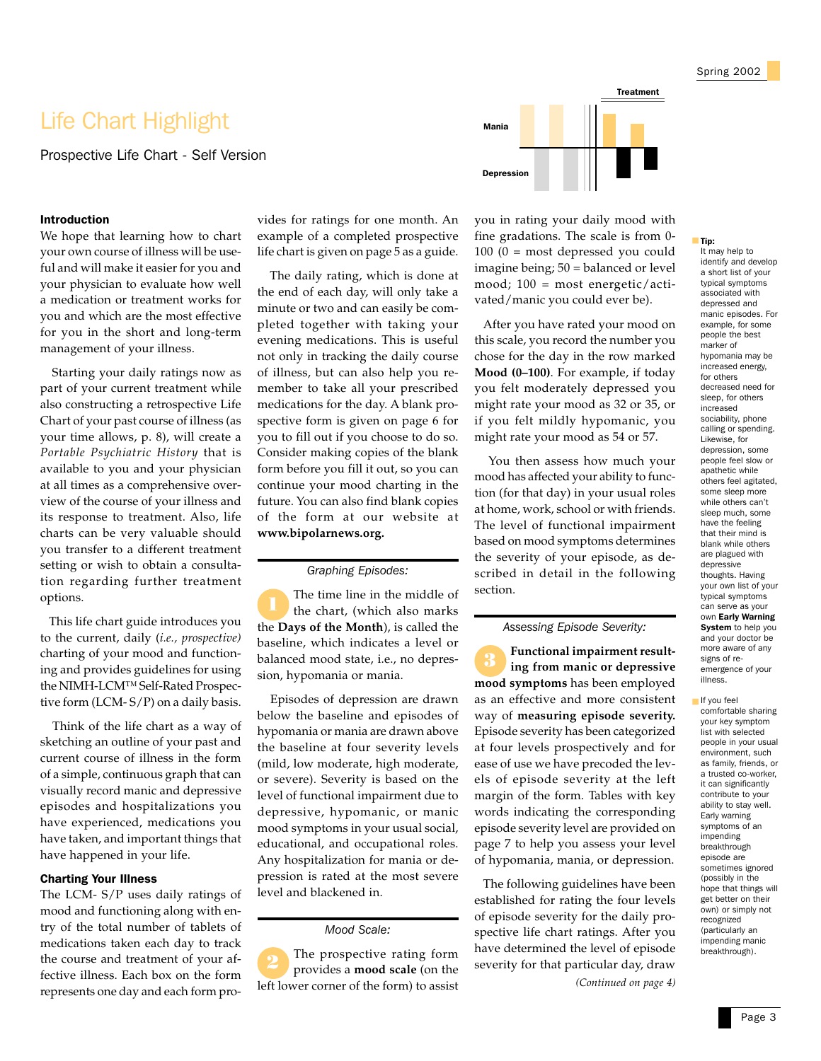# Life Chart Highlight

## Prospective Life Chart - Self Version

Treatment

Mania

Depression

### Introduction

We hope that learning how to chart your own course of illness will be useful and will make it easier for you and your physician to evaluate how well a medication or treatment works for you and which are the most effective for you in the short and long-term management of your illness.

Starting your daily ratings now as part of your current treatment while also constructing a retrospective Life Chart of your past course of illness (as your time allows, p. 8), will create a *Portable Psychiatric History* that is available to you and your physician at all times as a comprehensive overview of the course of your illness and its response to treatment. Also, life charts can be very valuable should you transfer to a different treatment setting or wish to obtain a consultation regarding further treatment options.

This life chart guide introduces you to the current, daily (*i.e., prospective*) charting of your mood and functioning and provides guidelines for using the NIMH-LCM™ Self-Rated Prospective form (LCM- S/P) on a daily basis.

Think of the life chart as a way of sketching an outline of your past and current course of illness in the form of a simple, continuous graph that can visually record manic and depressive episodes and hospitalizations you have experienced, medications you have taken, and important things that have happened in your life.

### Charting Your Illness

The LCM- S/P uses daily ratings of mood and functioning along with entry of the total number of tablets of medications taken each day to track the course and treatment of your affective illness. Each box on the form represents one day and each form provides for ratings for one month. An example of a completed prospective life chart is given on page 5 as a guide.

The daily rating, which is done at the end of each day, will only take a minute or two and can easily be completed together with taking your evening medications. This is useful not only in tracking the daily course of illness, but can also help you remember to take all your prescribed medications for the day. A blank prospective form is given on page 6 for you to fill out if you choose to do so. Consider making copies of the blank form before you fill it out, so you can continue your mood charting in the future. You can also find blank copies of the form at our website at **www.bipolarnews.org.**

*Graphing Episodes:*

**1** The time line in the middle of the chart, (which also marks the **Days of the Month**), is called the baseline, which indicates a level or balanced mood state, i.e., no depression, hypomania or mania.

Episodes of depression are drawn below the baseline and episodes of hypomania or mania are drawn above the baseline at four severity levels (mild, low moderate, high moderate, or severe). Severity is based on the level of functional impairment due to depressive, hypomanic, or manic mood symptoms in your usual social, educational, and occupational roles. Any hospitalization for mania or depression is rated at the most severe level and blackened in.

*Mood Scale:*

**2** The prospective rating form provides a **mood scale** (on the left lower corner of the form) to assist you in rating your daily mood with fine gradations. The scale is from 0-100 (0 = most depressed you could imagine being; 50 = balanced or level mood; 100 = most energetic/activated/manic you could ever be).

After you have rated your mood on this scale, you record the number you chose for the day in the row marked **Mood (0–100)**. For example, if today you felt moderately depressed you might rate your mood as 32 or 35, or if you felt mildly hypomanic, you might rate your mood as 54 or 57.

You then assess how much your mood has affected your ability to function (for that day) in your usual roles at home, work, school or with friends. The level of functional impairment based on mood symptoms determines the severity of your episode, as described in detail in the following section.

*Assessing Episode Severity:*

**3** **Functional impairment resulting from manic or depressive mood symptoms** has been employed as an effective and more consistent way of **measuring episode severity.** Episode severity has been categorized at four levels prospectively and for ease of use we have precoded the levels of episode severity at the left margin of the form. Tables with key words indicating the corresponding episode severity level are provided on page 7 to help you assess your level of hypomania, mania, or depression.

The following guidelines have been established for rating the four levels of episode severity for the daily prospective life chart ratings. After you have determined the level of episode severity for that particular day, draw

*(Continued on page 4)*

**Tip:** It may help to identify and develop a short list of your typical symptoms associated with depressed and manic episodes. For example, for some people the best marker of hypomania may be increased energy, for others decreased need for sleep, for others increased sociability, phone calling or spending. Likewise, for depression, some people feel slow or apathetic while others feel agitated, some sleep more while others can't sleep much, some have the feeling that their mind is blank while others are plagued with depressive thoughts. Having your own list of your typical symptoms can serve as your own **Early Warning System** to help you and your doctor be more aware of any signs of re-emergence of your illness.

If you feel comfortable sharing your key symptom list with selected people in your usual environment, such as family, friends, or a trusted co-worker, it can significantly contribute to your ability to stay well. Early warning symptoms of an impending breakthrough episode are sometimes ignored (possibly in the hope that things will get better on their own) or simply not recognized (particularly an impending manic breakthrough).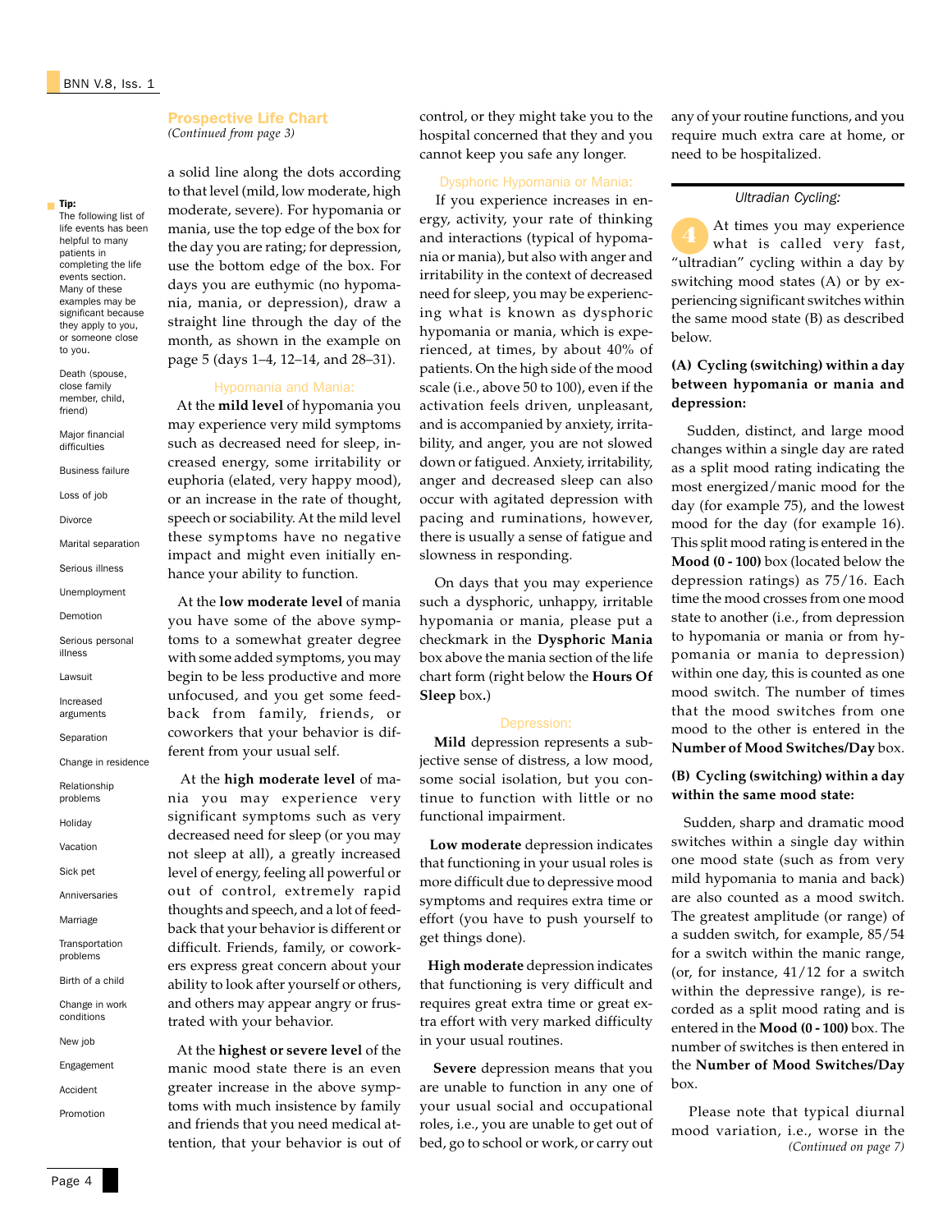## Prospective Life Chart

*(Continued from page 3)*

a solid line along the dots according to that level (mild, low moderate, high moderate, severe). For hypomania or mania, use the top edge of the box for the day you are rating; for depression, use the bottom edge of the box. For days you are euthymic (no hypomania, mania, or depression), draw a straight line through the day of the month, as shown in the example on page 5 (days 1–4, 12–14, and 28–31).

### Hypomania and Mania:

At the **mild level** of hypomania you may experience very mild symptoms such as decreased need for sleep, increased energy, some irritability or euphoria (elated, very happy mood), or an increase in the rate of thought, speech or sociability. At the mild level these symptoms have no negative impact and might even initially enhance your ability to function.

At the **low moderate level** of mania you have some of the above symptoms to a somewhat greater degree with some added symptoms, you may begin to be less productive and more unfocused, and you get some feedback from family, friends, or coworkers that your behavior is different from your usual self.

At the **high moderate level** of mania you may experience very significant symptoms such as very decreased need for sleep (or you may not sleep at all), a greatly increased level of energy, feeling all powerful or out of control, extremely rapid thoughts and speech, and a lot of feedback that your behavior is different or difficult. Friends, family, or coworkers express great concern about your ability to look after yourself or others, and others may appear angry or frustrated with your behavior.

At the **highest or severe level** of the manic mood state there is an even greater increase in the above symptoms with much insistence by family and friends that you need medical attention, that your behavior is out of control, or they might take you to the hospital concerned that they and you cannot keep you safe any longer.

### Dysphoric Hypomania or Mania:

If you experience increases in energy, activity, your rate of thinking and interactions (typical of hypomania or mania), but also with anger and irritability in the context of decreased need for sleep, you may be experiencing what is known as dysphoric hypomania or mania, which is experienced, at times, by about 40% of patients. On the high side of the mood scale (i.e., above 50 to 100), even if the activation feels driven, unpleasant, and is accompanied by anxiety, irritability, and anger, you are not slowed down or fatigued. Anxiety, irritability, anger and decreased sleep can also occur with agitated depression with pacing and ruminations, however, there is usually a sense of fatigue and slowness in responding.

On days that you may experience such a dysphoric, unhappy, irritable hypomania or mania, please put a checkmark in the **Dysphoric Mania** box above the mania section of the life chart form (right below the **Hours Of Sleep** box.)

### Depression:

**Mild** depression represents a subjective sense of distress, a low mood, some social isolation, but you continue to function with little or no functional impairment.

**Low moderate** depression indicates that functioning in your usual roles is more difficult due to depressive mood symptoms and requires extra time or effort (you have to push yourself to get things done).

**High moderate** depression indicates that functioning is very difficult and requires great extra time or great extra effort with very marked difficulty in your usual routines.

**Severe** depression means that you are unable to function in any one of your usual social and occupational roles, i.e., you are unable to get out of bed, go to school or work, or carry out any of your routine functions, and you require much extra care at home, or need to be hospitalized.

### *Ultradian Cycling:*

**4** At times you may experience what is called very fast, "ultradian" cycling within a day by switching mood states (A) or by experiencing significant switches within the same mood state (B) as described below.

**(A) Cycling (switching) within a day between hypomania or mania and depression:**

Sudden, distinct, and large mood changes within a single day are rated as a split mood rating indicating the most energized/manic mood for the day (for example 75), and the lowest mood for the day (for example 16). This split mood rating is entered in the **Mood (0 - 100)** box (located below the depression ratings) as 75/16. Each time the mood crosses from one mood state to another (i.e., from depression to hypomania or mania or from hypomania or mania to depression) within one day, this is counted as one mood switch. The number of times that the mood switches from one mood to the other is entered in the **Number of Mood Switches/Day** box.

**(B) Cycling (switching) within a day within the same mood state:**

Sudden, sharp and dramatic mood switches within a single day within one mood state (such as from very mild hypomania to mania and back) are also counted as a mood switch. The greatest amplitude (or range) of a sudden switch, for example, 85/54 for a switch within the manic range, (or, for instance, 41/12 for a switch within the depressive range), is recorded as a split mood rating and is entered in the **Mood (0 - 100)** box. The number of switches is then entered in the **Number of Mood Switches/Day** box.

Please note that typical diurnal mood variation, i.e., worse in the

*(Continued on page 7)*

---

**Tip:** The following list of life events has been helpful to many patients in completing the life events section. Many of these examples may be significant because they apply to you, or someone close to you.

- Death (spouse, close family member, child, friend)
- Major financial difficulties
- Business failure
- Loss of job
- Divorce
- Marital separation
- Serious illness
- Unemployment
- Demotion
- Serious personal illness
- Lawsuit
- Increased arguments
- Separation
- Change in residence
- Relationship problems
- Holiday
- Vacation
- Sick pet
- Anniversaries
- Marriage
- Transportation problems
- Birth of a child
- Change in work conditions
- New job
- Engagement
- Accident
- Promotion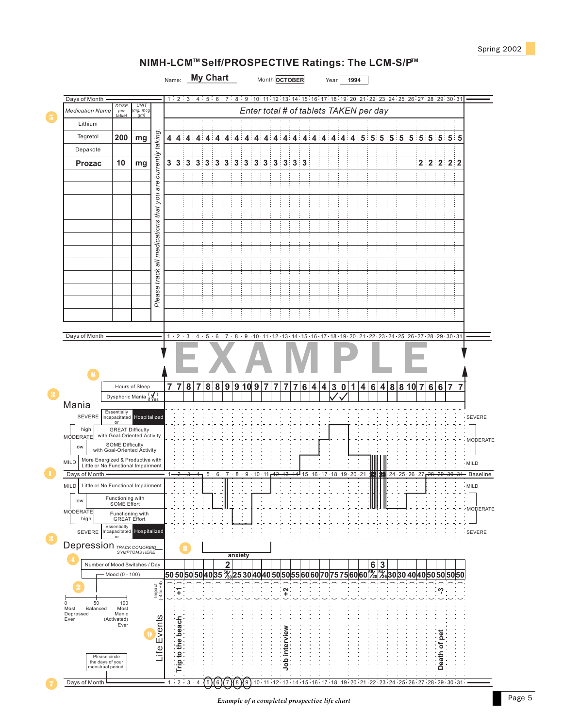# NIMH-LCM™ Self/PROSPECTIVE Ratings: The LCM-S/P™

Name: **My Chart** Month **OCTOBER** Year **1994**

*Enter total # of tablets TAKEN per day*

*Please track all medications that you are currently taking.*

| Medication Name | DOSE per tablet | UNIT (mg, mcg gm) | 1 | 2 | 3 | 4 | 5 | 6 | 7 | 8 | 9 | 10 | 11 | 12 | 13 | 14 | 15 | 16 | 17 | 18 | 19 | 20 | 21 | 22 | 23 | 24 | 25 | 26 | 27 | 28 | 29 | 30 | 31 |
|---|---|---|---|---|---|---|---|---|---|---|---|---|---|---|---|---|---|---|---|---|---|---|---|---|---|---|---|---|---|---|---|---|---|
| Lithium | | | | | | | | | | | | | | | | | | | | | | | | | | | | | | | | | |
| Tegretol | 200 | mg | 4 | 4 | 4 | 4 | 4 | 4 | 4 | 4 | 4 | 4 | 4 | 4 | 4 | 4 | 4 | 4 | 4 | 4 | 4 | 4 | 5 | 5 | 5 | 5 | 5 | 5 | 5 | 5 | 5 | 5 | 5 |
| Depakote | | | | | | | | | | | | | | | | | | | | | | | | | | | | | | | | | |
| **Prozac** | 10 | mg | 3 | 3 | 3 | 3 | 3 | 3 | 3 | 3 | 3 | 3 | 3 | 3 | 3 | 3 | 3 | | | | | | | | | | | | 2 | 2 | 2 | 2 | 2 |

EXAMPLE

| Days of Month | 1 | 2 | 3 | 4 | 5 | 6 | 7 | 8 | 9 | 10 | 11 | 12 | 13 | 14 | 15 | 16 | 17 | 18 | 19 | 20 | 21 | 22 | 23 | 24 | 25 | 26 | 27 | 28 | 29 | 30 | 31 |
|---|---|---|---|---|---|---|---|---|---|---|---|---|---|---|---|---|---|---|---|---|---|---|---|---|---|---|---|---|---|---|---|
| Hours of Sleep | 7 | 7 | 8 | 7 | 8 | 8 | 9 | 9 | 10 | 9 | 7 | 7 | 7 | 7 | 6 | 4 | 4 | 3 | 0 | 1 | 4 | 6 | 4 | 8 | 8 | 10 | 7 | 6 | 6 | 7 | 7 |
| Dysphoric Mania (✓ if Yes) | | | | | | | | | | | | | | | | | | ✓ | ✓ | | | | | | | | | | | | |
| Number of Mood Switches / Day | | | | | | | 2 | | | | | | | | | | | | | | | 6 | 3 | | | | | | | | |
| Mood (0 - 100) | 50 | 50 | 50 | 50 | 40 | 35 | 50/30 | 25 | 30 | 40 | 40 | 50 | 50 | 55 | 60 | 60 | 70 | 75 | 75 | 60 | 60 | 56/28 | 54/26 | 30 | 30 | 40 | 40 | 50 | 50 | 50 | 50 |
| Impact (-4 to +4) | +1 | | | | | | | | | | | +2 | | | | | | | | | | | | | | | | -3 | | | |
| Life Events | Trip to the beach | | | | | | | | | | | Job interview | | | | | | | | | | | | | | | | Death of pet | | | |

**Mania**
- SEVERE — Essentially Incapacitated or Hospitalized
- MODERATE high — GREAT Difficulty with Goal-Oriented Activity
- MODERATE low — SOME Difficulty with Goal-Oriented Activity
- MILD — More Energized & Productive with Little or No Functional Impairment

Baseline

**Depression** *TRACK COMORBID SYMPTOMS HERE*: anxiety
- MILD — Little or No Functional Impairment
- MODERATE low — Functioning with SOME Effort
- MODERATE high — Functioning with GREAT Effort
- SEVERE — Essentially Incapacitated or Hospitalized

Mood scale: 0 Most Depressed Ever — 50 Balanced — 100 Most Manic (Activated) Ever

Please circle the days of your menstrual period. (Circled: 5, 6, 7, 8, 9)

*Example of a completed prospective life chart*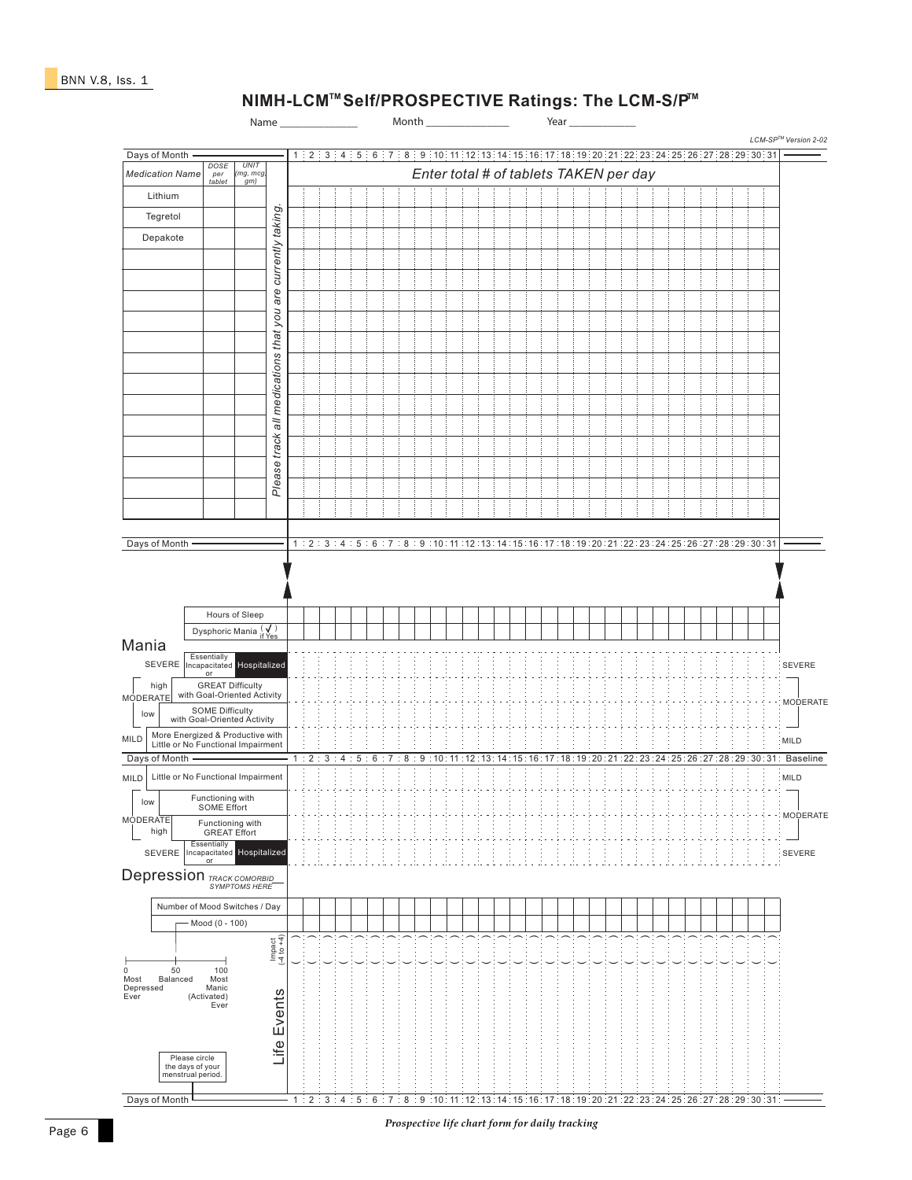# NIMH-LCM™ Self/PROSPECTIVE Ratings: The LCM-S/P™

Name _____________ Month ______________ Year ___________

*LCM-SP™ Version 2-02*

| Days of Month | | | 1 | 2 | 3 | 4 | 5 | 6 | 7 | 8 | 9 | 10 | 11 | 12 | 13 | 14 | 15 | 16 | 17 | 18 | 19 | 20 | 21 | 22 | 23 | 24 | 25 | 26 | 27 | 28 | 29 | 30 | 31 |
|---|---|---|---|---|---|---|---|---|---|---|---|---|---|---|---|---|---|---|---|---|---|---|---|---|---|---|---|---|---|---|---|---|---|
| *Medication Name* | *DOSE per tablet* | *UNIT (mg, mcg, gm)* | *Enter total # of tablets TAKEN per day* | | | | | | | | | | | | | | | | | | | | | | | | | | | | | | |
| Lithium | | | | | | | | | | | | | | | | | | | | | | | | | | | | | | | | | |
| Tegretol | | | | | | | | | | | | | | | | | | | | | | | | | | | | | | | | | |
| Depakote | | | | | | | | | | | | | | | | | | | | | | | | | | | | | | | | | |
| | | | | | | | | | | | | | | | | | | | | | | | | | | | | | | | | | |
| | | | | | | | | | | | | | | | | | | | | | | | | | | | | | | | | | |
| | | | | | | | | | | | | | | | | | | | | | | | | | | | | | | | | | |
| | | | | | | | | | | | | | | | | | | | | | | | | | | | | | | | | | |
| | | | | | | | | | | | | | | | | | | | | | | | | | | | | | | | | | |
| | | | | | | | | | | | | | | | | | | | | | | | | | | | | | | | | | |
| | | | | | | | | | | | | | | | | | | | | | | | | | | | | | | | | | |
| | | | | | | | | | | | | | | | | | | | | | | | | | | | | | | | | | |
| | | | | | | | | | | | | | | | | | | | | | | | | | | | | | | | | | |
| | | | | | | | | | | | | | | | | | | | | | | | | | | | | | | | | | |
| | | | | | | | | | | | | | | | | | | | | | | | | | | | | | | | | | |
| | | | | | | | | | | | | | | | | | | | | | | | | | | | | | | | | | |
| | | | | | | | | | | | | | | | | | | | | | | | | | | | | | | | | | |

*Please track all medications that you are currently taking.*

| Days of Month | 1 | 2 | 3 | 4 | 5 | 6 | 7 | 8 | 9 | 10 | 11 | 12 | 13 | 14 | 15 | 16 | 17 | 18 | 19 | 20 | 21 | 22 | 23 | 24 | 25 | 26 | 27 | 28 | 29 | 30 | 31 | |
|---|---|---|---|---|---|---|---|---|---|---|---|---|---|---|---|---|---|---|---|---|---|---|---|---|---|---|---|---|---|---|---|---|
| Hours of Sleep | | | | | | | | | | | | | | | | | | | | | | | | | | | | | | | | |
| Dysphoric Mania (✓ if Yes) | | | | | | | | | | | | | | | | | | | | | | | | | | | | | | | | |
| **Mania** | | | | | | | | | | | | | | | | | | | | | | | | | | | | | | | | |
| SEVERE — Essentially Incapacitated or Hospitalized | | | | | | | | | | | | | | | | | | | | | | | | | | | | | | | | SEVERE |
| MODERATE high — GREAT Difficulty with Goal-Oriented Activity | | | | | | | | | | | | | | | | | | | | | | | | | | | | | | | | MODERATE |
| MODERATE low — SOME Difficulty with Goal-Oriented Activity | | | | | | | | | | | | | | | | | | | | | | | | | | | | | | | | |
| MILD — More Energized & Productive with Little or No Functional Impairment | | | | | | | | | | | | | | | | | | | | | | | | | | | | | | | | MILD |
| Days of Month | 1 | 2 | 3 | 4 | 5 | 6 | 7 | 8 | 9 | 10 | 11 | 12 | 13 | 14 | 15 | 16 | 17 | 18 | 19 | 20 | 21 | 22 | 23 | 24 | 25 | 26 | 27 | 28 | 29 | 30 | 31 | Baseline |
| MILD — Little or No Functional Impairment | | | | | | | | | | | | | | | | | | | | | | | | | | | | | | | | MILD |
| MODERATE low — Functioning with SOME Effort | | | | | | | | | | | | | | | | | | | | | | | | | | | | | | | | MODERATE |
| MODERATE high — Functioning with GREAT Effort | | | | | | | | | | | | | | | | | | | | | | | | | | | | | | | | |
| SEVERE — Essentially Incapacitated or Hospitalized | | | | | | | | | | | | | | | | | | | | | | | | | | | | | | | | SEVERE |
| **Depression** *TRACK COMORBID SYMPTOMS HERE* | | | | | | | | | | | | | | | | | | | | | | | | | | | | | | | | |
| Number of Mood Switches / Day | | | | | | | | | | | | | | | | | | | | | | | | | | | | | | | | |
| Mood (0 - 100) | | | | | | | | | | | | | | | | | | | | | | | | | | | | | | | | |
| Impact (-4 to +4) | | | | | | | | | | | | | | | | | | | | | | | | | | | | | | | | |
| Life Events | | | | | | | | | | | | | | | | | | | | | | | | | | | | | | | | |
| Days of Month | 1 | 2 | 3 | 4 | 5 | 6 | 7 | 8 | 9 | 10 | 11 | 12 | 13 | 14 | 15 | 16 | 17 | 18 | 19 | 20 | 21 | 22 | 23 | 24 | 25 | 26 | 27 | 28 | 29 | 30 | 31 | |

Mood scale: 0 Most Depressed Ever — 50 Balanced — 100 Most Manic (Activated) Ever

Please circle the days of your menstrual period.

*Prospective life chart form for daily tracking*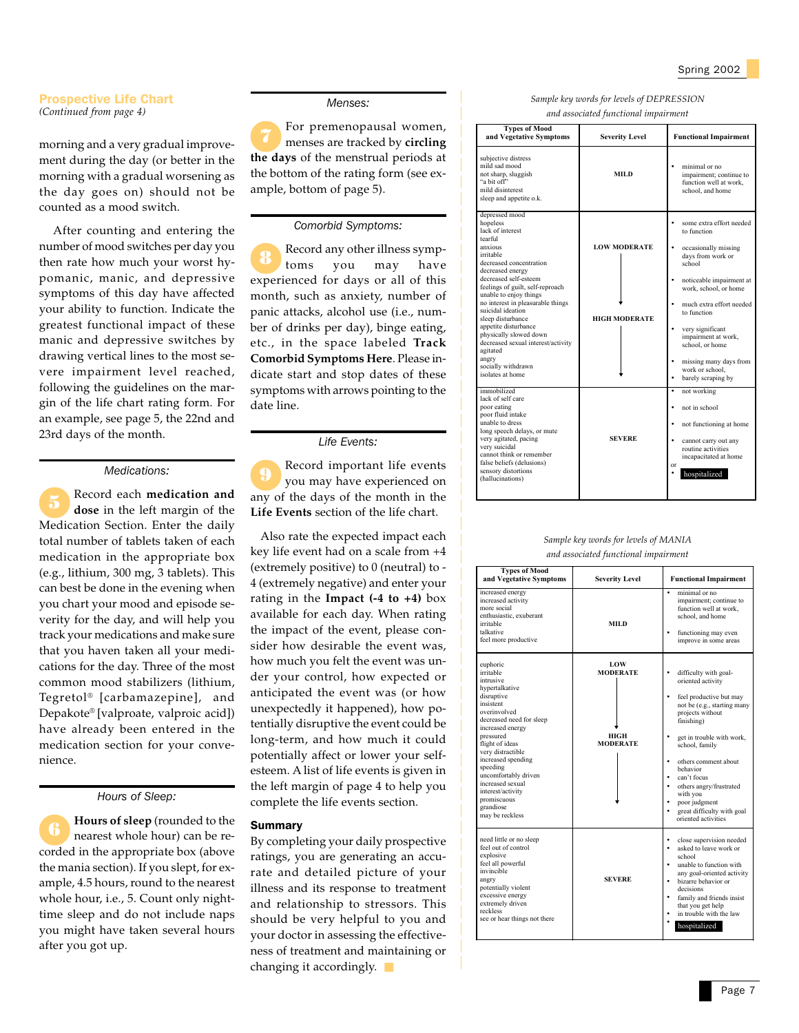## Prospective Life Chart

*(Continued from page 4)*

morning and a very gradual improvement during the day (or better in the morning with a gradual worsening as the day goes on) should not be counted as a mood switch.

After counting and entering the number of mood switches per day you then rate how much your worst hypomanic, manic, and depressive symptoms of this day have affected your ability to function. Indicate the greatest functional impact of these manic and depressive switches by drawing vertical lines to the most severe impairment level reached, following the guidelines on the margin of the life chart rating form. For an example, see page 5, the 22nd and 23rd days of the month.

### *Medications:*

**5** Record each **medication and dose** in the left margin of the Medication Section. Enter the daily total number of tablets taken of each medication in the appropriate box (e.g., lithium, 300 mg, 3 tablets). This can best be done in the evening when you chart your mood and episode severity for the day, and will help you track your medications and make sure that you haven taken all your medications for the day. Three of the most common mood stabilizers (lithium, Tegretol® [carbamazepine], and Depakote® [valproate, valproic acid]) have already been entered in the medication section for your convenience.

### *Hours of Sleep:*

**6** **Hours of sleep** (rounded to the nearest whole hour) can be recorded in the appropriate box (above the mania section). If you slept, for example, 4.5 hours, round to the nearest whole hour, i.e., 5. Count only nighttime sleep and do not include naps you might have taken several hours after you got up.

### *Menses:*

**7** For premenopausal women, menses are tracked by **circling the days** of the menstrual periods at the bottom of the rating form (see example, bottom of page 5).

### *Comorbid Symptoms:*

**8** Record any other illness symptoms you may have experienced for days or all of this month, such as anxiety, number of panic attacks, alcohol use (i.e., number of drinks per day), binge eating, etc., in the space labeled **Track Comorbid Symptoms Here**. Please indicate start and stop dates of these symptoms with arrows pointing to the date line.

### *Life Events:*

**9** Record important life events you may have experienced on any of the days of the month in the **Life Events** section of the life chart.

Also rate the expected impact each key life event had on a scale from +4 (extremely positive) to 0 (neutral) to -4 (extremely negative) and enter your rating in the **Impact (-4 to +4)** box available for each day. When rating the impact of the event, please consider how desirable the event was, how much you felt the event was under your control, how expected or anticipated the event was (or how unexpectedly it happened), how potentially disruptive the event could be long-term, and how much it could potentially affect or lower your self-esteem. A list of life events is given in the left margin of page 4 to help you complete the life events section.

### Summary

By completing your daily prospective ratings, you are generating an accurate and detailed picture of your illness and its response to treatment and relationship to stressors. This should be very helpful to you and your doctor in assessing the effectiveness of treatment and maintaining or changing it accordingly.

*Sample key words for levels of DEPRESSION and associated functional impairment*

| Types of Mood and Vegetative Symptoms | Severity Level | Functional Impairment |
|---|---|---|
| subjective distress<br>mild sad mood<br>not sharp, sluggish<br>"a bit off"<br>mild disinterest<br>sleep and appetite o.k. | MILD | • minimal or no impairment; continue to function well at work, school, and home |
| depressed mood<br>hopeless<br>lack of interest<br>tearful<br>anxious<br>irritable<br>decreased concentration<br>decreased energy<br>decreased self-esteem<br>feelings of guilt, self-reproach<br>unable to enjoy things<br>no interest in pleasurable things<br>suicidal ideation<br>sleep disturbance<br>appetite disturbance<br>physically slowed down<br>decreased sexual interest/activity<br>agitated<br>angry<br>socially withdrawn<br>isolates at home | LOW MODERATE<br>↓<br>HIGH MODERATE<br>↓ | • some extra effort needed to function<br>• occasionally missing days from work or school<br>• noticeable impairment at work, school, or home<br>• much extra effort needed to function<br>• very significant impairment at work, school, or home<br>• missing many days from work or school,<br>• barely scraping by |
| immobilized<br>lack of self care<br>poor eating<br>poor fluid intake<br>unable to dress<br>long speech delays, or mute<br>very agitated, pacing<br>very suicidal<br>cannot think or remember<br>false beliefs (delusions)<br>sensory distortions (hallucinations) | SEVERE | • not working<br>• not in school<br>• not functioning at home<br>• cannot carry out any routine activities incapacitated at home<br>or<br>• hospitalized |

*Sample key words for levels of MANIA and associated functional impairment*

| Types of Mood and Vegetative Symptoms | Severity Level | Functional Impairment |
|---|---|---|
| increased energy<br>increased activity<br>more social<br>enthusiastic, exuberant<br>irritable<br>talkative<br>feel more productive | MILD | • minimal or no impairment; continue to function well at work, school, and home<br>• functioning may even improve in some areas |
| euphoric<br>irritable<br>intrusive<br>hypertalkative<br>disruptive<br>insistent<br>overinvolved<br>decreased need for sleep<br>increased energy<br>pressured<br>flight of ideas<br>very distractible<br>increased spending<br>speeding<br>uncomfortably driven<br>increased sexual interest/activity<br>promiscuous<br>grandiose<br>may be reckless | LOW MODERATE<br>↓<br>HIGH MODERATE<br>↓ | • difficulty with goal-oriented activity<br>• feel productive but may not be (e.g., starting many projects without finishing)<br>• get in trouble with work, school, family<br>• others comment about behavior<br>• can't focus<br>• others angry/frustrated with you<br>• poor judgment<br>• great difficulty with goal oriented activities |
| need little or no sleep<br>feel out of control<br>explosive<br>feel all powerful<br>invincible<br>angry<br>potentially violent<br>excessive energy<br>extremely driven<br>reckless<br>see or hear things not there | SEVERE | • close supervision needed<br>• asked to leave work or school<br>• unable to function with any goal-oriented activity<br>• bizarre behavior or decisions<br>• family and friends insist that you get help<br>• in trouble with the law<br>• hospitalized |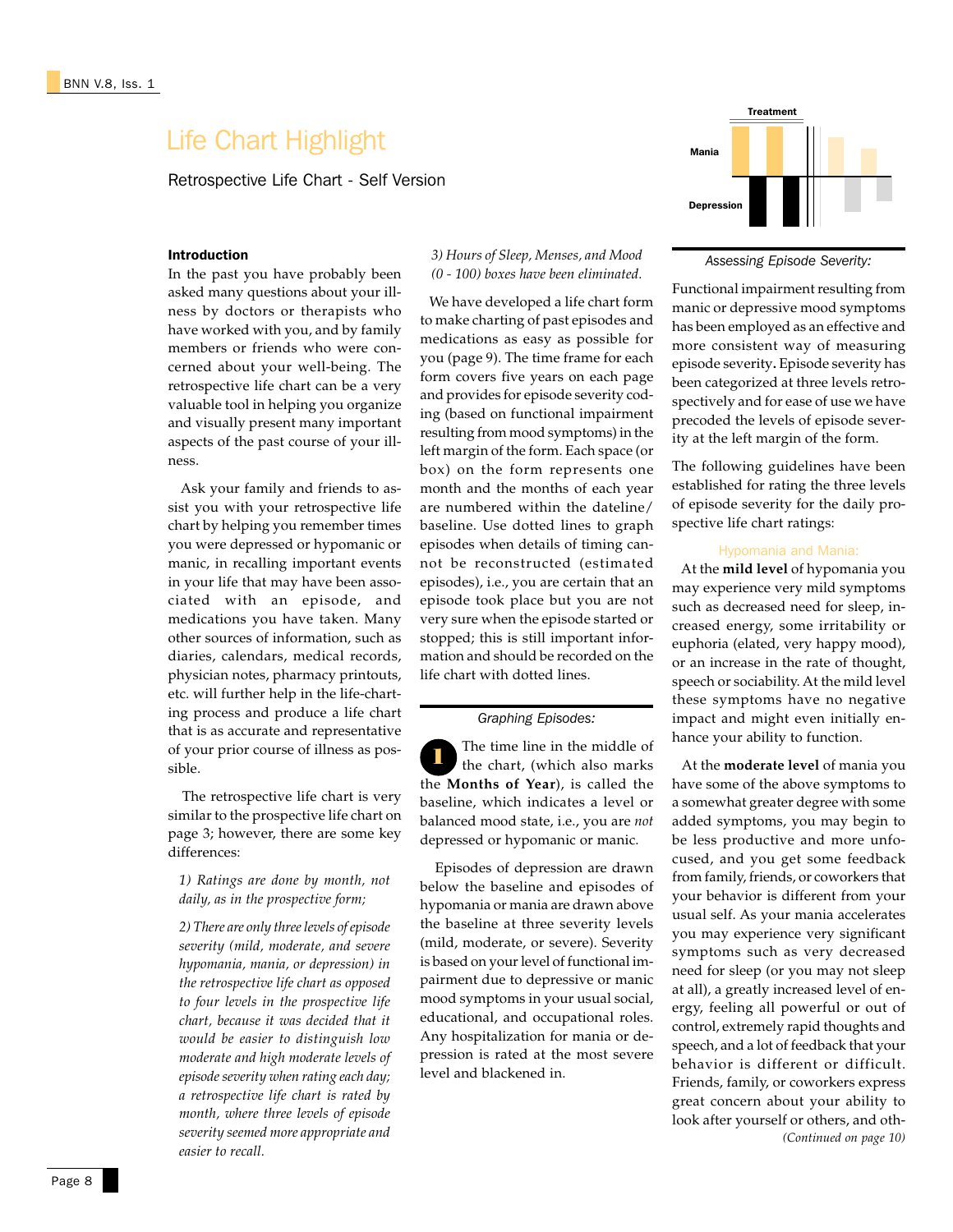# Life Chart Highlight

## Retrospective Life Chart - Self Version

### Introduction

In the past you have probably been asked many questions about your illness by doctors or therapists who have worked with you, and by family members or friends who were concerned about your well-being. The retrospective life chart can be a very valuable tool in helping you organize and visually present many important aspects of the past course of your illness.

Ask your family and friends to assist you with your retrospective life chart by helping you remember times you were depressed or hypomanic or manic, in recalling important events in your life that may have been associated with an episode, and medications you have taken. Many other sources of information, such as diaries, calendars, medical records, physician notes, pharmacy printouts, etc. will further help in the life-charting process and produce a life chart that is as accurate and representative of your prior course of illness as possible.

The retrospective life chart is very similar to the prospective life chart on page 3; however, there are some key differences:

*1) Ratings are done by month, not daily, as in the prospective form;*

*2) There are only three levels of episode severity (mild, moderate, and severe hypomania, mania, or depression) in the retrospective life chart as opposed to four levels in the prospective life chart, because it was decided that it would be easier to distinguish low moderate and high moderate levels of episode severity when rating each day; a retrospective life chart is rated by month, where three levels of episode severity seemed more appropriate and easier to recall.*

*3) Hours of Sleep, Menses, and Mood (0 - 100) boxes have been eliminated.*

We have developed a life chart form to make charting of past episodes and medications as easy as possible for you (page 9). The time frame for each form covers five years on each page and provides for episode severity coding (based on functional impairment resulting from mood symptoms) in the left margin of the form. Each space (or box) on the form represents one month and the months of each year are numbered within the dateline/ baseline. Use dotted lines to graph episodes when details of timing cannot be reconstructed (estimated episodes), i.e., you are certain that an episode took place but you are not very sure when the episode started or stopped; this is still important information and should be recorded on the life chart with dotted lines.

### *Graphing Episodes:*

**1** The time line in the middle of the chart, (which also marks the **Months of Year**), is called the baseline, which indicates a level or balanced mood state, i.e., you are *not* depressed or hypomanic or manic.

Episodes of depression are drawn below the baseline and episodes of hypomania or mania are drawn above the baseline at three severity levels (mild, moderate, or severe). Severity is based on your level of functional impairment due to depressive or manic mood symptoms in your usual social, educational, and occupational roles. Any hospitalization for mania or depression is rated at the most severe level and blackened in.

Treatment

Mania

Depression

### *Assessing Episode Severity:*

Functional impairment resulting from manic or depressive mood symptoms has been employed as an effective and more consistent way of measuring episode severity. Episode severity has been categorized at three levels retrospectively and for ease of use we have precoded the levels of episode severity at the left margin of the form.

The following guidelines have been established for rating the three levels of episode severity for the daily prospective life chart ratings:

#### Hypomania and Mania:

At the **mild level** of hypomania you may experience very mild symptoms such as decreased need for sleep, increased energy, some irritability or euphoria (elated, very happy mood), or an increase in the rate of thought, speech or sociability. At the mild level these symptoms have no negative impact and might even initially enhance your ability to function.

At the **moderate level** of mania you have some of the above symptoms to a somewhat greater degree with some added symptoms, you may begin to be less productive and more unfocused, and you get some feedback from family, friends, or coworkers that your behavior is different from your usual self. As your mania accelerates you may experience very significant symptoms such as very decreased need for sleep (or you may not sleep at all), a greatly increased level of energy, feeling all powerful or out of control, extremely rapid thoughts and speech, and a lot of feedback that your behavior is different or difficult. Friends, family, or coworkers express great concern about your ability to look after yourself or others, and oth-

*(Continued on page 10)*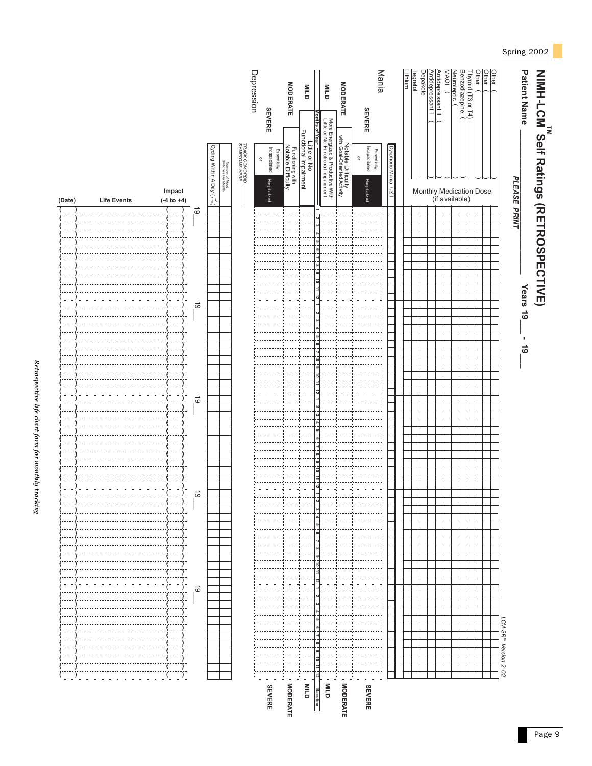# NIMH-LCM™ Self Ratings (RETROSPECTIVE)

LCM-SR™ Version 2-02

**Patient Name** ______________________ *PLEASE PRINT* **Years 19___ - 19___**

**Monthly Medication Dose (if available)**

- Lithium
- Tegretol
- Depakote
- Antidepressant I (          )
- Antidepressant II (          )
- MAOI (          )
- Neuroleptic (          )
- Benzodiazepine (          )
- Thyroid (T3 or T4)
- Other (          )
- Other (          )
- Other (          )

Dysphoric Mania (✓)

**Mania**

| Severity | Description |
|---|---|
| SEVERE | Essentially Incapacitated or Hospitalized |
| MODERATE | Notable Difficulty with Goal-Oriented Activity |
| MILD | More Energized & Productive With Little or No Functional Impairment |

Months of Year: 1 2 3 4 5 6 7 8 9 10 11 12 (repeated for each year: 19___, 19___, 19___, 19___, 19___)

Baseline

**Depression**

| Severity | Description |
|---|---|
| MILD | Little or No Functional Impairment |
| MODERATE | Functioning with Notable Difficulty |
| SEVERE | Essentially Incapacitated or Hospitalized |

TRACK COMORBID SYMPTOMS HERE ______

Number of Mood Switches Per Month

Cycling Within A Day (✓)

| (Date) | Life Events | Impact (-4 to +4) |
|---|---|---|
| (     ) | | (     ) |

*Retrospective life chart form for monthly tracking*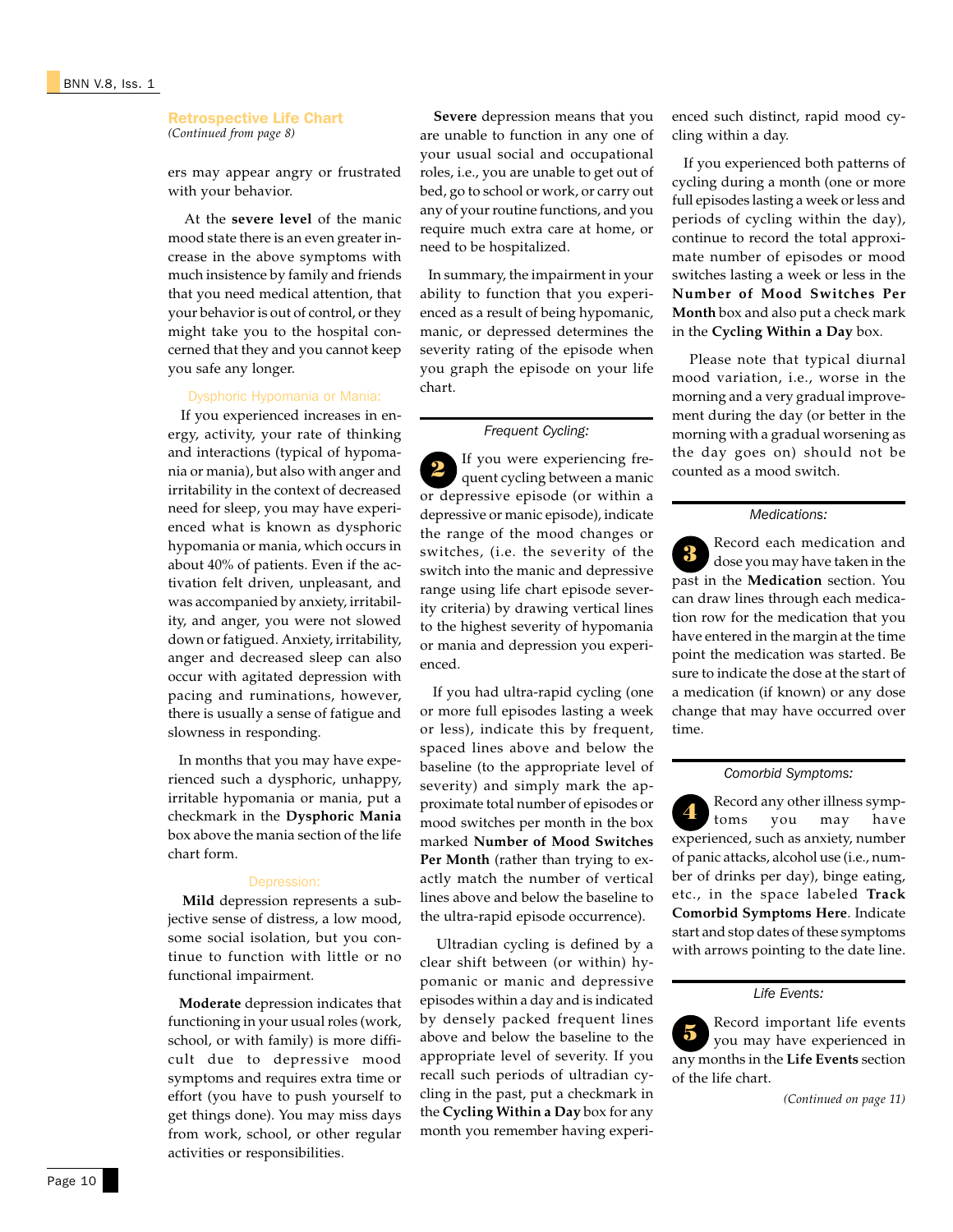## Retrospective Life Chart

*(Continued from page 8)*

ers may appear angry or frustrated with your behavior.

At the **severe level** of the manic mood state there is an even greater increase in the above symptoms with much insistence by family and friends that you need medical attention, that your behavior is out of control, or they might take you to the hospital concerned that they and you cannot keep you safe any longer.

### Dysphoric Hypomania or Mania:

If you experienced increases in energy, activity, your rate of thinking and interactions (typical of hypomania or mania), but also with anger and irritability in the context of decreased need for sleep, you may have experienced what is known as dysphoric hypomania or mania, which occurs in about 40% of patients. Even if the activation felt driven, unpleasant, and was accompanied by anxiety, irritability, and anger, you were not slowed down or fatigued. Anxiety, irritability, anger and decreased sleep can also occur with agitated depression with pacing and ruminations, however, there is usually a sense of fatigue and slowness in responding.

In months that you may have experienced such a dysphoric, unhappy, irritable hypomania or mania, put a checkmark in the **Dysphoric Mania** box above the mania section of the life chart form.

### Depression:

**Mild** depression represents a subjective sense of distress, a low mood, some social isolation, but you continue to function with little or no functional impairment.

**Moderate** depression indicates that functioning in your usual roles (work, school, or with family) is more difficult due to depressive mood symptoms and requires extra time or effort (you have to push yourself to get things done). You may miss days from work, school, or other regular activities or responsibilities.

**Severe** depression means that you are unable to function in any one of your usual social and occupational roles, i.e., you are unable to get out of bed, go to school or work, or carry out any of your routine functions, and you require much extra care at home, or need to be hospitalized.

In summary, the impairment in your ability to function that you experienced as a result of being hypomanic, manic, or depressed determines the severity rating of the episode when you graph the episode on your life chart.

### *Frequent Cycling:*

**2** If you were experiencing frequent cycling between a manic or depressive episode (or within a depressive or manic episode), indicate the range of the mood changes or switches, (i.e. the severity of the switch into the manic and depressive range using life chart episode severity criteria) by drawing vertical lines to the highest severity of hypomania or mania and depression you experienced.

If you had ultra-rapid cycling (one or more full episodes lasting a week or less), indicate this by frequent, spaced lines above and below the baseline (to the appropriate level of severity) and simply mark the approximate total number of episodes or mood switches per month in the box marked **Number of Mood Switches Per Month** (rather than trying to exactly match the number of vertical lines above and below the baseline to the ultra-rapid episode occurrence).

Ultradian cycling is defined by a clear shift between (or within) hypomanic or manic and depressive episodes within a day and is indicated by densely packed frequent lines above and below the baseline to the appropriate level of severity. If you recall such periods of ultradian cycling in the past, put a checkmark in the **Cycling Within a Day** box for any month you remember having experienced such distinct, rapid mood cycling within a day.

If you experienced both patterns of cycling during a month (one or more full episodes lasting a week or less and periods of cycling within the day), continue to record the total approximate number of episodes or mood switches lasting a week or less in the **Number of Mood Switches Per Month** box and also put a check mark in the **Cycling Within a Day** box.

Please note that typical diurnal mood variation, i.e., worse in the morning and a very gradual improvement during the day (or better in the morning with a gradual worsening as the day goes on) should not be counted as a mood switch.

### *Medications:*

**3** Record each medication and dose you may have taken in the past in the **Medication** section. You can draw lines through each medication row for the medication that you have entered in the margin at the time point the medication was started. Be sure to indicate the dose at the start of a medication (if known) or any dose change that may have occurred over time.

### *Comorbid Symptoms:*

**4** Record any other illness symptoms you may have experienced, such as anxiety, number of panic attacks, alcohol use (i.e., number of drinks per day), binge eating, etc., in the space labeled **Track Comorbid Symptoms Here**. Indicate start and stop dates of these symptoms with arrows pointing to the date line.

### *Life Events:*

**5** Record important life events you may have experienced in any months in the **Life Events** section of the life chart.

*(Continued on page 11)*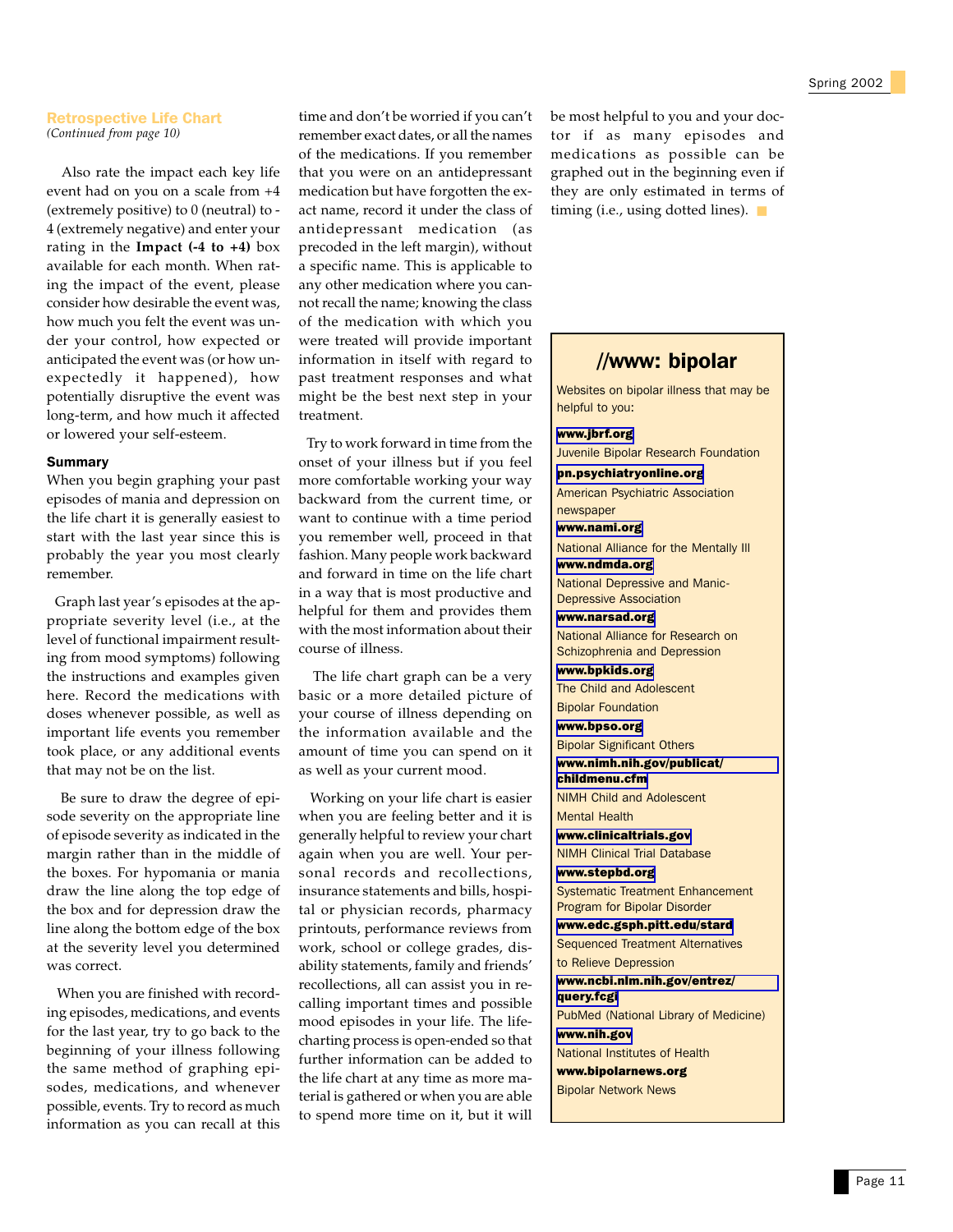## Retrospective Life Chart

*(Continued from page 10)*

Also rate the impact each key life event had on you on a scale from +4 (extremely positive) to 0 (neutral) to -4 (extremely negative) and enter your rating in the **Impact (-4 to +4)** box available for each month. When rating the impact of the event, please consider how desirable the event was, how much you felt the event was under your control, how expected or anticipated the event was (or how unexpectedly it happened), how potentially disruptive the event was long-term, and how much it affected or lowered your self-esteem.

### Summary

When you begin graphing your past episodes of mania and depression on the life chart it is generally easiest to start with the last year since this is probably the year you most clearly remember.

Graph last year's episodes at the appropriate severity level (i.e., at the level of functional impairment resulting from mood symptoms) following the instructions and examples given here. Record the medications with doses whenever possible, as well as important life events you remember took place, or any additional events that may not be on the list.

Be sure to draw the degree of episode severity on the appropriate line of episode severity as indicated in the margin rather than in the middle of the boxes. For hypomania or mania draw the line along the top edge of the box and for depression draw the line along the bottom edge of the box at the severity level you determined was correct.

When you are finished with recording episodes, medications, and events for the last year, try to go back to the beginning of your illness following the same method of graphing episodes, medications, and whenever possible, events. Try to record as much information as you can recall at this time and don't be worried if you can't remember exact dates, or all the names of the medications. If you remember that you were on an antidepressant medication but have forgotten the exact name, record it under the class of antidepressant medication (as precoded in the left margin), without a specific name. This is applicable to any other medication where you cannot recall the name; knowing the class of the medication with which you were treated will provide important information in itself with regard to past treatment responses and what might be the best next step in your treatment.

Try to work forward in time from the onset of your illness but if you feel more comfortable working your way backward from the current time, or want to continue with a time period you remember well, proceed in that fashion. Many people work backward and forward in time on the life chart in a way that is most productive and helpful for them and provides them with the most information about their course of illness.

The life chart graph can be a very basic or a more detailed picture of your course of illness depending on the information available and the amount of time you can spend on it as well as your current mood.

Working on your life chart is easier when you are feeling better and it is generally helpful to review your chart again when you are well. Your personal records and recollections, insurance statements and bills, hospital or physician records, pharmacy printouts, performance reviews from work, school or college grades, disability statements, family and friends' recollections, all can assist you in recalling important times and possible mood episodes in your life. The life-charting process is open-ended so that further information can be added to the life chart at any time as more material is gathered or when you are able to spend more time on it, but it will be most helpful to you and your doctor if as many episodes and medications as possible can be graphed out in the beginning even if they are only estimated in terms of timing (i.e., using dotted lines).

## //www: bipolar

Websites on bipolar illness that may be helpful to you:

**www.jbrf.org**
Juvenile Bipolar Research Foundation

**pn.psychiatryonline.org**
American Psychiatric Association newspaper

**www.nami.org**
National Alliance for the Mentally Ill

**www.ndmda.org**
National Depressive and Manic-Depressive Association

**www.narsad.org**
National Alliance for Research on Schizophrenia and Depression

**www.bpkids.org**
The Child and Adolescent Bipolar Foundation

**www.bpso.org**
Bipolar Significant Others

**www.nimh.nih.gov/publicat/childmenu.cfm**
NIMH Child and Adolescent Mental Health

**www.clinicaltrials.gov**
NIMH Clinical Trial Database

**www.stepbd.org**
Systematic Treatment Enhancement Program for Bipolar Disorder

**www.edc.gsph.pitt.edu/stard**
Sequenced Treatment Alternatives to Relieve Depression

**www.ncbi.nlm.nih.gov/entrez/query.fcgi**
PubMed (National Library of Medicine)

**www.nih.gov**
National Institutes of Health

**www.bipolarnews.org**
Bipolar Network News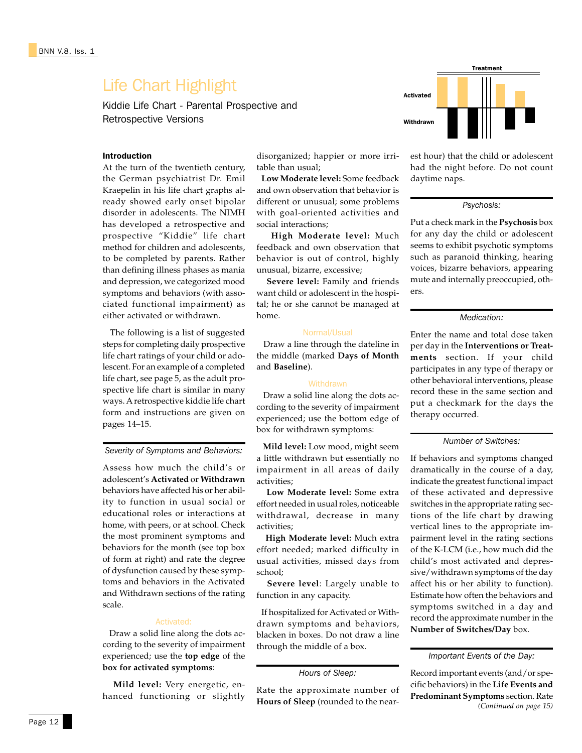# Life Chart Highlight

Kiddie Life Chart - Parental Prospective and Retrospective Versions

### Introduction

At the turn of the twentieth century, the German psychiatrist Dr. Emil Kraepelin in his life chart graphs already showed early onset bipolar disorder in adolescents. The NIMH has developed a retrospective and prospective "Kiddie" life chart method for children and adolescents, to be completed by parents. Rather than defining illness phases as mania and depression, we categorized mood symptoms and behaviors (with associated functional impairment) as either activated or withdrawn.

The following is a list of suggested steps for completing daily prospective life chart ratings of your child or adolescent. For an example of a completed life chart, see page 5, as the adult prospective life chart is similar in many ways. A retrospective kiddie life chart form and instructions are given on pages 14–15.

### *Severity of Symptoms and Behaviors:*

Assess how much the child's or adolescent's **Activated** or **Withdrawn** behaviors have affected his or her ability to function in usual social or educational roles or interactions at home, with peers, or at school. Check the most prominent symptoms and behaviors for the month (see top box of form at right) and rate the degree of dysfunction caused by these symptoms and behaviors in the Activated and Withdrawn sections of the rating scale.

#### Activated:

Draw a solid line along the dots according to the severity of impairment experienced; use the **top edge** of the **box for activated symptoms**:

**Mild level:** Very energetic, enhanced functioning or slightly disorganized; happier or more irritable than usual;

**Low Moderate level:** Some feedback and own observation that behavior is different or unusual; some problems with goal-oriented activities and social interactions;

**High Moderate level:** Much feedback and own observation that behavior is out of control, highly unusual, bizarre, excessive;

**Severe level:** Family and friends want child or adolescent in the hospital; he or she cannot be managed at home.

#### Normal/Usual

Draw a line through the dateline in the middle (marked **Days of Month** and **Baseline**).

#### Withdrawn

Draw a solid line along the dots according to the severity of impairment experienced; use the bottom edge of box for withdrawn symptoms:

**Mild level:** Low mood, might seem a little withdrawn but essentially no impairment in all areas of daily activities;

**Low Moderate level:** Some extra effort needed in usual roles, noticeable withdrawal, decrease in many activities;

**High Moderate level:** Much extra effort needed; marked difficulty in usual activities, missed days from school;

**Severe level**: Largely unable to function in any capacity.

If hospitalized for Activated or Withdrawn symptoms and behaviors, blacken in boxes. Do not draw a line through the middle of a box.

### *Hours of Sleep:*

Rate the approximate number of **Hours of Sleep** (rounded to the nearest hour) that the child or adolescent had the night before. Do not count daytime naps.

### *Psychosis:*

Put a check mark in the **Psychosis** box for any day the child or adolescent seems to exhibit psychotic symptoms such as paranoid thinking, hearing voices, bizarre behaviors, appearing mute and internally preoccupied, others.

### *Medication:*

Enter the name and total dose taken per day in the **Interventions or Treatments** section. If your child participates in any type of therapy or other behavioral interventions, please record these in the same section and put a checkmark for the days the therapy occurred.

### *Number of Switches:*

If behaviors and symptoms changed dramatically in the course of a day, indicate the greatest functional impact of these activated and depressive switches in the appropriate rating sections of the life chart by drawing vertical lines to the appropriate impairment level in the rating sections of the K-LCM (i.e., how much did the child's most activated and depressive/withdrawn symptoms of the day affect his or her ability to function). Estimate how often the behaviors and symptoms switched in a day and record the approximate number in the **Number of Switches/Day** box.

### *Important Events of the Day:*

Record important events (and/or specific behaviors) in the **Life Events and Predominant Symptoms** section. Rate

*(Continued on page 15)*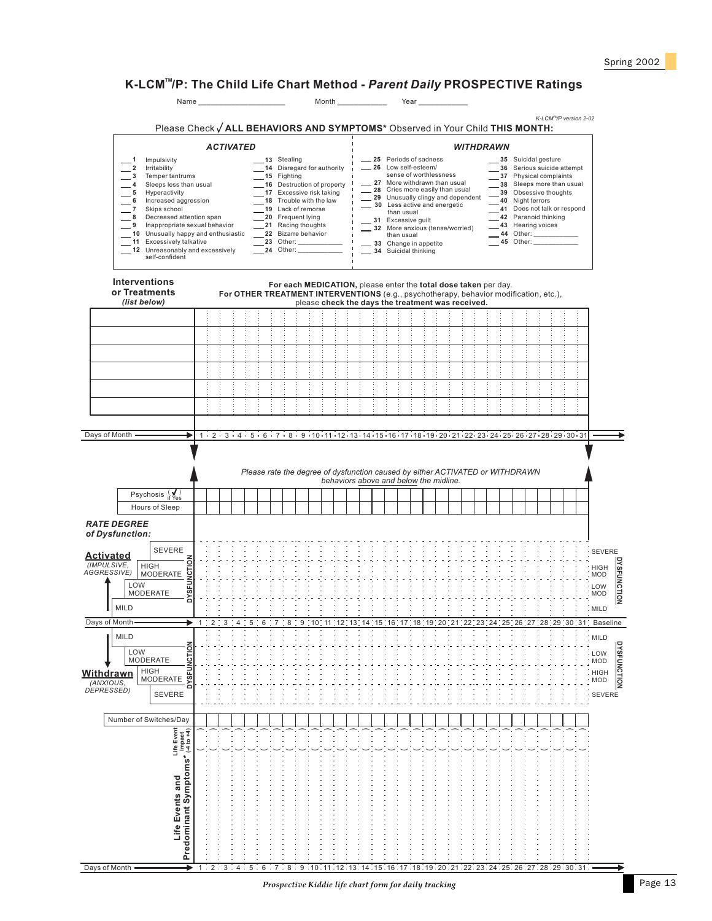# K-LCM™/P: The Child Life Chart Method - *Parent Daily* PROSPECTIVE Ratings

Name ____________________ Month ___________ Year ___________

*K-LCM™/P version 2-02*

Please Check √ **ALL BEHAVIORS AND SYMPTOMS*** Observed in Your Child **THIS MONTH:**

***ACTIVATED***

- ___ **1** Impulsivity
- ___ **2** Irritability
- ___ **3** Temper tantrums
- ___ **4** Sleeps less than usual
- ___ **5** Hyperactivity
- ___ **6** Increased aggression
- ___ **7** Skips school
- ___ **8** Decreased attention span
- ___ **9** Inappropriate sexual behavior
- ___ **10** Unusually happy and enthusiastic
- ___ **11** Excessively talkative
- ___ **12** Unreasonably and excessively self-confident
- ___ **13** Stealing
- ___ **14** Disregard for authority
- ___ **15** Fighting
- ___ **16** Destruction of property
- ___ **17** Excessive risk taking
- ___ **18** Trouble with the law
- ___ **19** Lack of remorse
- ___ **20** Frequent lying
- ___ **21** Racing thoughts
- ___ **22** Bizarre behavior
- ___ **23** Other: ___________
- ___ **24** Other: ___________

***WITHDRAWN***

- ___ **25** Periods of sadness
- ___ **26** Low self-esteem/ sense of worthlessness
- ___ **27** More withdrawn than usual
- ___ **28** Cries more easily than usual
- ___ **29** Unusually clingy and dependent
- ___ **30** Less active and energetic than usual
- ___ **31** Excessive guilt
- ___ **32** More anxious (tense/worried) than usual
- ___ **33** Change in appetite
- ___ **34** Suicidal thinking
- ___ **35** Suicidal gesture
- ___ **36** Serious suicide attempt
- ___ **37** Physical complaints
- ___ **38** Sleeps more than usual
- ___ **39** Obsessive thoughts
- ___ **40** Night terrors
- ___ **41** Does not talk or respond
- ___ **42** Paranoid thinking
- ___ **43** Hearing voices
- ___ **44** Other: ___________
- ___ **45** Other: ___________

**Interventions or Treatments** *(list below)*

**For each MEDICATION,** please enter the **total dose taken** per day.
**For OTHER TREATMENT INTERVENTIONS** (e.g., psychotherapy, behavior modification, etc.), please **check the days the treatment was received.**

| Interventions or Treatments | 1 | 2 | 3 | 4 | 5 | 6 | 7 | 8 | 9 | 10 | 11 | 12 | 13 | 14 | 15 | 16 | 17 | 18 | 19 | 20 | 21 | 22 | 23 | 24 | 25 | 26 | 27 | 28 | 29 | 30 | 31 |
|---|---|---|---|---|---|---|---|---|---|---|---|---|---|---|---|---|---|---|---|---|---|---|---|---|---|---|---|---|---|---|---|
| | | | | | | | | | | | | | | | | | | | | | | | | | | | | | | | |
| | | | | | | | | | | | | | | | | | | | | | | | | | | | | | | | |
| | | | | | | | | | | | | | | | | | | | | | | | | | | | | | | | |
| | | | | | | | | | | | | | | | | | | | | | | | | | | | | | | | |
| | | | | | | | | | | | | | | | | | | | | | | | | | | | | | | | |
| | | | | | | | | | | | | | | | | | | | | | | | | | | | | | | | |

Days of Month → 1 · 2 · 3 · 4 · 5 · 6 · 7 · 8 · 9 · 10 · 11 · 12 · 13 · 14 · 15 · 16 · 17 · 18 · 19 · 20 · 21 · 22 · 23 · 24 · 25 · 26 · 27 · 28 · 29 · 30 · 31

*Please rate the degree of dysfunction caused by either ACTIVATED or WITHDRAWN behaviors above and below the midline.*

| | 1 | 2 | 3 | 4 | 5 | 6 | 7 | 8 | 9 | 10 | 11 | 12 | 13 | 14 | 15 | 16 | 17 | 18 | 19 | 20 | 21 | 22 | 23 | 24 | 25 | 26 | 27 | 28 | 29 | 30 | 31 |
|---|---|---|---|---|---|---|---|---|---|---|---|---|---|---|---|---|---|---|---|---|---|---|---|---|---|---|---|---|---|---|---|
| Psychosis (√ if Yes) | | | | | | | | | | | | | | | | | | | | | | | | | | | | | | | |
| Hours of Sleep | | | | | | | | | | | | | | | | | | | | | | | | | | | | | | | |

***RATE DEGREE of Dysfunction:***

**Activated** *(IMPULSIVE, AGGRESSIVE)* — DYSFUNCTION

- SEVERE
- HIGH MODERATE
- LOW MODERATE
- MILD

Days of Month → 1 : 2 : 3 : 4 : 5 : 6 : 7 : 8 : 9 : 10 : 11 : 12 : 13 : 14 : 15 : 16 : 17 : 18 : 19 : 20 : 21 : 22 : 23 : 24 : 25 : 26 : 27 : 28 : 29 : 30 : 31 Baseline

**Withdrawn** *(ANXIOUS, DEPRESSED)* — DYSFUNCTION

- MILD
- LOW MODERATE
- HIGH MODERATE
- SEVERE

| | 1 | 2 | 3 | 4 | 5 | 6 | 7 | 8 | 9 | 10 | 11 | 12 | 13 | 14 | 15 | 16 | 17 | 18 | 19 | 20 | 21 | 22 | 23 | 24 | 25 | 26 | 27 | 28 | 29 | 30 | 31 |
|---|---|---|---|---|---|---|---|---|---|---|---|---|---|---|---|---|---|---|---|---|---|---|---|---|---|---|---|---|---|---|---|
| Number of Switches/Day | | | | | | | | | | | | | | | | | | | | | | | | | | | | | | | |
| Life Event Impact (-4 to +4) | | | | | | | | | | | | | | | | | | | | | | | | | | | | | | | |
| Life Events and Predominant Symptoms* | | | | | | | | | | | | | | | | | | | | | | | | | | | | | | | |

Days of Month → 1 · 2 · 3 · 4 · 5 · 6 · 7 · 8 · 9 · 10 · 11 · 12 · 13 · 14 · 15 · 16 · 17 · 18 · 19 · 20 · 21 · 22 · 23 · 24 · 25 · 26 · 27 · 28 · 29 · 30 · 31

*Prospective Kiddie life chart form for daily tracking*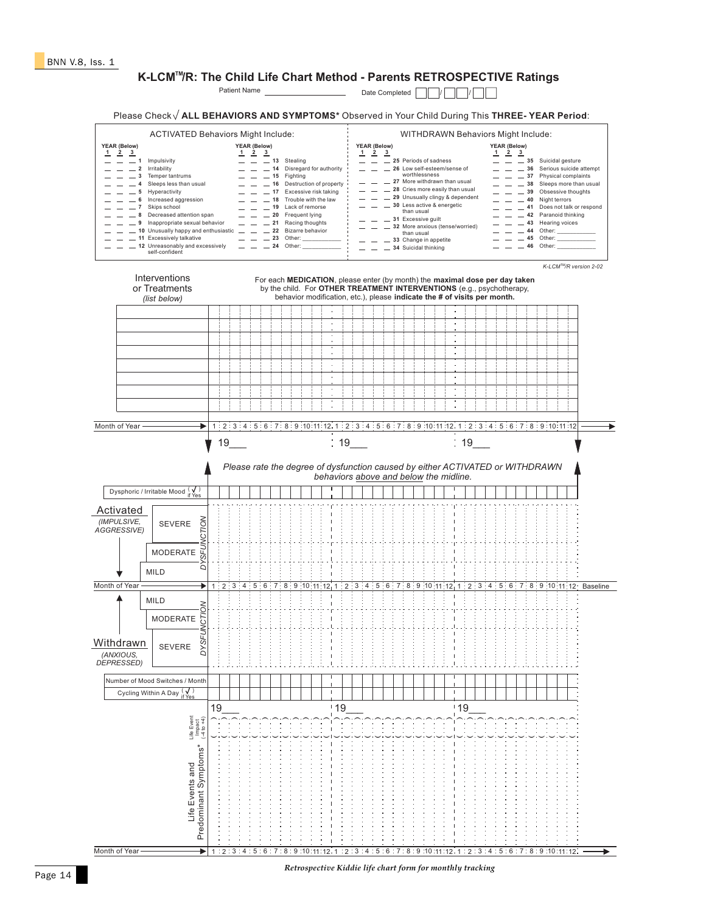## K-LCM™/R: The Child Life Chart Method - Parents RETROSPECTIVE Ratings

Patient Name ____________ Date Completed __/__/__

Please Check √ **ALL BEHAVIORS AND SYMPTOMS*** Observed in Your Child During This **THREE- YEAR Period**:

| ACTIVATED Behaviors Might Include: | | WITHDRAWN Behaviors Might Include: | |
|---|---|---|---|
| YEAR (Below) 1 2 3 | YEAR (Below) 1 2 3 | YEAR (Below) 1 2 3 | YEAR (Below) 1 2 3 |
| _ _ _ 1 Impulsivity | _ _ _ 13 Stealing | _ _ _ 25 Periods of sadness | _ _ _ 35 Suicidal gesture |
| _ _ _ 2 Irritability | _ _ _ 14 Disregard for authority | _ _ _ 26 Low self-esteem/sense of worthlessness | _ _ _ 36 Serious suicide attempt |
| _ _ _ 3 Temper tantrums | _ _ _ 15 Fighting | _ _ _ 27 More withdrawn than usual | _ _ _ 37 Physical complaints |
| _ _ _ 4 Sleeps less than usual | _ _ _ 16 Destruction of property | _ _ _ 28 Cries more easily than usual | _ _ _ 38 Sleeps more than usual |
| _ _ _ 5 Hyperactivity | _ _ _ 17 Excessive risk taking | _ _ _ 29 Unusually clingy & dependent | _ _ _ 39 Obsessive thoughts |
| _ _ _ 6 Increased aggression | _ _ _ 18 Trouble with the law | _ _ _ 30 Less active & energetic than usual | _ _ _ 40 Night terrors |
| _ _ _ 7 Skips school | _ _ _ 19 Lack of remorse | _ _ _ 31 Excessive guilt | _ _ _ 41 Does not talk or respond |
| _ _ _ 8 Decreased attention span | _ _ _ 20 Frequent lying | _ _ _ 32 More anxious (tense/worried) than usual | _ _ _ 42 Paranoid thinking |
| _ _ _ 9 Inappropriate sexual behavior | _ _ _ 21 Racing thoughts | _ _ _ 33 Change in appetite | _ _ _ 43 Hearing voices |
| _ _ _ 10 Unusually happy and enthusiastic | _ _ _ 22 Bizarre behavior | _ _ _ 34 Suicidal thinking | _ _ _ 44 Other: ________ |
| _ _ _ 11 Excessively talkative | _ _ _ 23 Other: ________ | | _ _ _ 45 Other: ________ |
| _ _ _ 12 Unreasonably and excessively self-confident | _ _ _ 24 Other: ________ | | _ _ _ 46 Other: ________ |

*K-LCM™/R version 2-02*

**Interventions or Treatments** *(list below)*

For each **MEDICATION**, please enter (by month) the **maximal dose per day taken** by the child. For **OTHER TREATMENT INTERVENTIONS** (e.g., psychotherapy, behavior modification, etc.), please **indicate the # of visits per month.**

Month of Year → 1 : 2 : 3 : 4 : 5 : 6 : 7 : 8 : 9 : 10 : 11 : 12. 1 : 2 : 3 : 4 : 5 : 6 : 7 : 8 : 9 : 10 : 11 : 12. 1 : 2 : 3 : 4 : 5 : 6 : 7 : 8 : 9 : 10 : 11 : 12

19___ 19___ 19___

*Please rate the degree of dysfunction caused by either ACTIVATED or WITHDRAWN behaviors above and below the midline.*

Dysphoric / Irritable Mood (√ if Yes)

**Activated** *(IMPULSIVE, AGGRESSIVE)* — DYSFUNCTION: SEVERE / MODERATE / MILD

Month of Year → 1 : 2 : 3 : 4 : 5 : 6 : 7 : 8 : 9 : 10 : 11 : 12. 1 : 2 : 3 : 4 : 5 : 6 : 7 : 8 : 9 : 10 : 11 : 12. 1 : 2 : 3 : 4 : 5 : 6 : 7 : 8 : 9 : 10 : 11 : 12 Baseline

**Withdrawn** *(ANXIOUS, DEPRESSED)* — DYSFUNCTION: MILD / MODERATE / SEVERE

Number of Mood Switches / Month

Cycling Within A Day (√ if Yes)

19___ 19___ 19___

Life Event Impact (-4 to +4)

Life Events and Predominant Symptoms*

Month of Year → 1 : 2 : 3 : 4 : 5 : 6 : 7 : 8 : 9 : 10 : 11 : 12. 1 : 2 : 3 : 4 : 5 : 6 : 7 : 8 : 9 : 10 : 11 : 12. 1 : 2 : 3 : 4 : 5 : 6 : 7 : 8 : 9 : 10 : 11 : 12.

*Retrospective Kiddie life chart form for monthly tracking*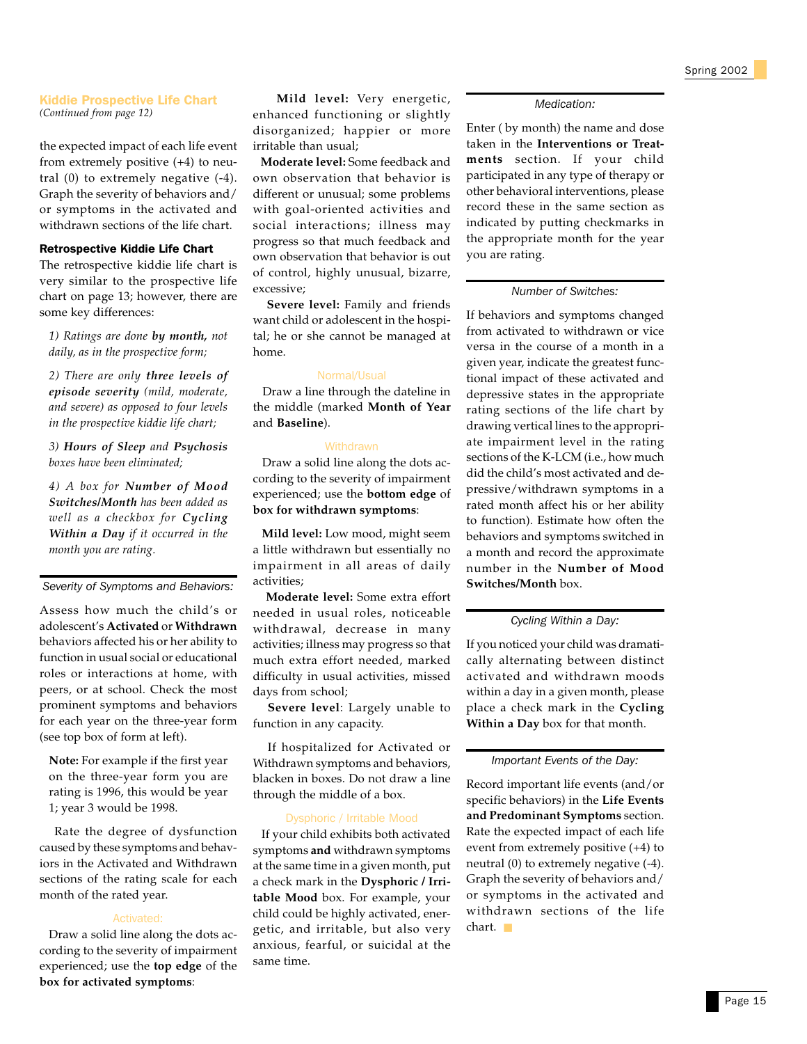## Kiddie Prospective Life Chart

*(Continued from page 12)*

the expected impact of each life event from extremely positive (+4) to neutral (0) to extremely negative (-4). Graph the severity of behaviors and/or symptoms in the activated and withdrawn sections of the life chart.

### Retrospective Kiddie Life Chart

The retrospective kiddie life chart is very similar to the prospective life chart on page 13; however, there are some key differences:

*1) Ratings are done* ***by month,*** *not daily, as in the prospective form;*

*2) There are only* ***three levels of episode severity*** *(mild, moderate, and severe) as opposed to four levels in the prospective kiddie life chart;*

*3)* ***Hours of Sleep*** *and* ***Psychosis*** *boxes have been eliminated;*

*4) A box for* ***Number of Mood Switches/Month*** *has been added as well as a checkbox for* ***Cycling Within a Day*** *if it occurred in the month you are rating.*

### *Severity of Symptoms and Behaviors:*

Assess how much the child's or adolescent's **Activated** or **Withdrawn** behaviors affected his or her ability to function in usual social or educational roles or interactions at home, with peers, or at school. Check the most prominent symptoms and behaviors for each year on the three-year form (see top box of form at left).

**Note:** For example if the first year on the three-year form you are rating is 1996, this would be year 1; year 3 would be 1998.

Rate the degree of dysfunction caused by these symptoms and behaviors in the Activated and Withdrawn sections of the rating scale for each month of the rated year.

#### Activated:

Draw a solid line along the dots according to the severity of impairment experienced; use the **top edge** of the **box for activated symptoms**:

**Mild level:** Very energetic, enhanced functioning or slightly disorganized; happier or more irritable than usual;

**Moderate level:** Some feedback and own observation that behavior is different or unusual; some problems with goal-oriented activities and social interactions; illness may progress so that much feedback and own observation that behavior is out of control, highly unusual, bizarre, excessive;

**Severe level:** Family and friends want child or adolescent in the hospital; he or she cannot be managed at home.

#### Normal/Usual

Draw a line through the dateline in the middle (marked **Month of Year** and **Baseline**).

#### Withdrawn

Draw a solid line along the dots according to the severity of impairment experienced; use the **bottom edge** of **box for withdrawn symptoms**:

**Mild level:** Low mood, might seem a little withdrawn but essentially no impairment in all areas of daily activities;

**Moderate level:** Some extra effort needed in usual roles, noticeable withdrawal, decrease in many activities; illness may progress so that much extra effort needed, marked difficulty in usual activities, missed days from school;

**Severe level**: Largely unable to function in any capacity.

If hospitalized for Activated or Withdrawn symptoms and behaviors, blacken in boxes. Do not draw a line through the middle of a box.

#### Dysphoric / Irritable Mood

If your child exhibits both activated symptoms **and** withdrawn symptoms at the same time in a given month, put a check mark in the **Dysphoric / Irritable Mood** box. For example, your child could be highly activated, energetic, and irritable, but also very anxious, fearful, or suicidal at the same time.

### *Medication:*

Enter ( by month) the name and dose taken in the **Interventions or Treatments** section. If your child participated in any type of therapy or other behavioral interventions, please record these in the same section as indicated by putting checkmarks in the appropriate month for the year you are rating.

### *Number of Switches:*

If behaviors and symptoms changed from activated to withdrawn or vice versa in the course of a month in a given year, indicate the greatest functional impact of these activated and depressive states in the appropriate rating sections of the life chart by drawing vertical lines to the appropriate impairment level in the rating sections of the K-LCM (i.e., how much did the child's most activated and depressive/withdrawn symptoms in a rated month affect his or her ability to function). Estimate how often the behaviors and symptoms switched in a month and record the approximate number in the **Number of Mood Switches/Month** box.

### *Cycling Within a Day:*

If you noticed your child was dramatically alternating between distinct activated and withdrawn moods within a day in a given month, please place a check mark in the **Cycling Within a Day** box for that month.

### *Important Events of the Day:*

Record important life events (and/or specific behaviors) in the **Life Events and Predominant Symptoms** section. Rate the expected impact of each life event from extremely positive (+4) to neutral (0) to extremely negative (-4). Graph the severity of behaviors and/or symptoms in the activated and withdrawn sections of the life chart.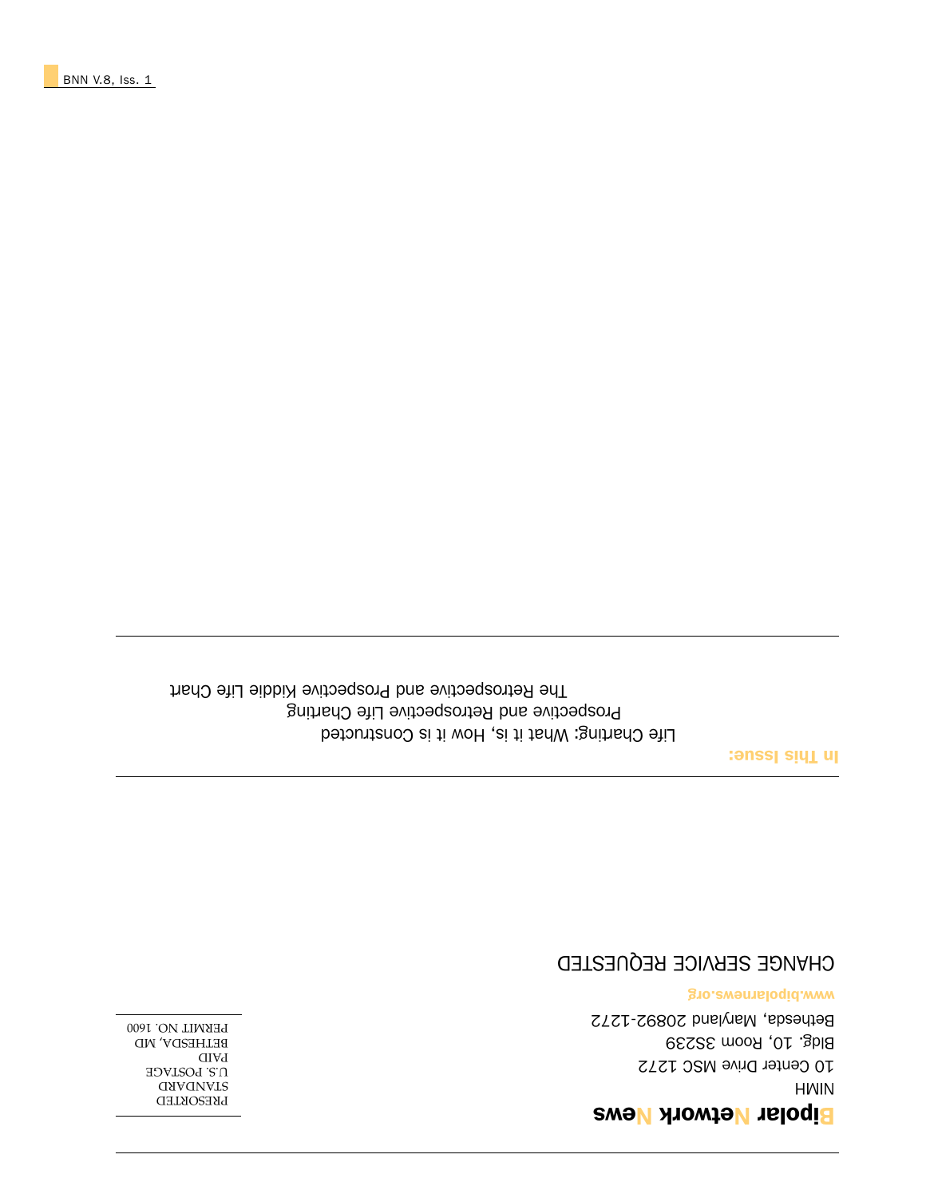**Bipolar Network News**

NIMH
10 Center Drive MSC 1272
Bldg. 10, Room 3S239
Bethesda, Maryland 20892-1272

**www.bipolarnews.org**

CHANGE SERVICE REQUESTED

PRESORTED
STANDARD
U.S. POSTAGE
PAID
BETHESDA, MD
PERMIT NO. 1600

**In This Issue:**

Life Charting: What it is, How it is Constructed

Prospective and Retrospective Life Charting

The Retrospective and Prospective Kiddie Life Chart